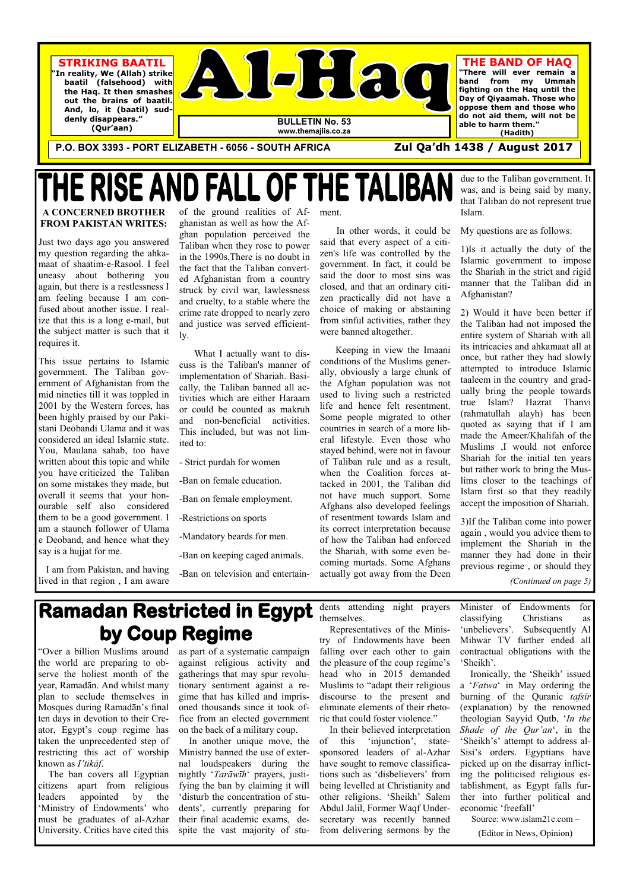**STRIKING BAATIL**

"In reality, We (Allah) strike baatil (falsehood) with the Haq. It then smashes out the brains of baatil. And, lo, it (baatil) suddenly disappears." (Qur'aan)

# Al-Haq

**BULLETIN No. 53**
www.themajlis.co.za

**THE BAND OF HAQ**

"There will ever remain a band from my Ummah fighting on the Haq until the Day of Qiyaamah. Those who oppose them and those who do not aid them, will not be able to harm them." (Hadith)

P.O. BOX 3393 - PORT ELIZABETH - 6056 - SOUTH AFRICA

Zul Qa'dh 1438 / August 2017

# THE RISE AND FALL OF THE TALIBAN

**A CONCERNED BROTHER FROM PAKISTAN WRITES:**

Just two days ago you answered my question regarding the ahkamaat of shaatim-e-Rasool. I feel uneasy about bothering you again, but there is a restlessness I am feeling because I am confused about another issue. I realize that this is a long e-mail, but the subject matter is such that it requires it.

This issue pertains to Islamic government. The Taliban government of Afghanistan from the mid nineties till it was toppled in 2001 by the Western forces, has been highly praised by our Pakistani Deobandi Ulama and it was considered an ideal Islamic state. You, Maulana sahab, too have written about this topic and while you have criticized the Taliban on some mistakes they made, but overall it seems that your honourable self also considered them to be a good government. I am a staunch follower of Ulama e Deoband, and hence what they say is a hujjat for me.

I am from Pakistan, and having lived in that region , I am aware of the ground realities of Afghanistan as well as how the Afghan population perceived the Taliban when they rose to power in the 1990s.There is no doubt in the fact that the Taliban converted Afghanistan from a country struck by civil war, lawlessness and cruelty, to a stable where the crime rate dropped to nearly zero and justice was served efficiently.

What I actually want to discuss is the Taliban's manner of implementation of Shariah. Basically, the Taliban banned all activities which are either Haraam or could be counted as makruh and non-beneficial activities. This included, but was not limited to:

- Strict purdah for women
- Ban on female education.
- Ban on female employment.
- Restrictions on sports
- Mandatory beards for men.
- Ban on keeping caged animals.
- Ban on television and entertainment.

In other words, it could be said that every aspect of a citizen's life was controlled by the government. In fact, it could be said that the door to most sins was closed, and that an ordinary citizen practically did not have a choice of making or abstaining from sinful activities, rather they were banned altogether.

Keeping in view the Imaani conditions of the Muslims generally, obviously a large chunk of the Afghan population was not used to living such a restricted life and hence felt resentment. Some people migrated to other countries in search of a more liberal lifestyle. Even those who stayed behind, were not in favour of Taliban rule and as a result, when the Coalition forces attacked in 2001, the Taliban did not have much support. Some Afghans also developed feelings of resentment towards Islam and its correct interpretation because of how the Taliban had enforced the Shariah, with some even becoming murtads. Some Afghans actually got away from the Deen due to the Taliban government. It was, and is being said by many, that Taliban do not represent true Islam.

My questions are as follows:

1)Is it actually the duty of the Islamic government to impose the Shariah in the strict and rigid manner that the Taliban did in Afghanistan?

2) Would it have been better if the Taliban had not imposed the entire system of Shariah with all its intricacies and ahkamaat all at once, but rather they had slowly attempted to introduce Islamic taaleem in the country and gradually bring the people towards true Islam? Hazrat Thanvi (rahmatullah alayh) has been quoted as saying that if I am made the Ameer/Khalifah of the Muslims ,I would not enforce Shariah for the initial ten years but rather work to bring the Muslims closer to the teachings of Islam first so that they readily accept the imposition of Shariah.

3)If the Taliban come into power again , would you advice them to implement the Shariah in the manner they had done in their previous regime , or should they

*(Continued on page 5)*

# Ramadan Restricted in Egypt by Coup Regime

"Over a billion Muslims around the world are preparing to observe the holiest month of the year, Ramadān. And whilst many plan to seclude themselves in Mosques during Ramadān's final ten days in devotion to their Creator, Egypt's coup regime has taken the unprecedented step of restricting this act of worship known as *I'tikāf*.

The ban covers all Egyptian citizens apart from religious leaders appointed by the 'Ministry of Endowments' who must be graduates of al-Azhar University. Critics have cited this as part of a systematic campaign against religious activity and gatherings that may spur revolutionary sentiment against a regime that has killed and imprisoned thousands since it took office from an elected government on the back of a military coup.

In another unique move, the Ministry banned the use of external loudspeakers during the nightly '*Tarāwīh*' prayers, justifying the ban by claiming it will 'disturb the concentration of students', currently preparing for their final academic exams, despite the vast majority of students attending night prayers themselves.

Representatives of the Ministry of Endowments have been falling over each other to gain the pleasure of the coup regime's head who in 2015 demanded Muslims to "adapt their religious discourse to the present and eliminate elements of their rhetoric that could foster violence."

In their believed interpretation of this 'injunction', state-sponsored leaders of al-Azhar have sought to remove classifications such as 'disbelievers' from being levelled at Christianity and other religions. 'Sheikh' Salem Abdul Jalil, Former Waqf Undersecretary was recently banned from delivering sermons by the Minister of Endowments for classifying Christians as 'unbelievers'. Subsequently Al Mihwar TV further ended all contractual obligations with the 'Sheikh'.

Ironically, the 'Sheikh' issued a '*Fatwa*' in May ordering the burning of the Quranic *tafsīr* (explanation) by the renowned theologian Sayyid Qutb, '*In the Shade of the Qur'an*', in the 'Sheikh's' attempt to address al-Sisi's orders. Egyptians have picked up on the disarray inflicting the politicised religious establishment, as Egypt falls further into further political and economic 'freefall'

Source: www.islam21c.com – (Editor in News, Opinion)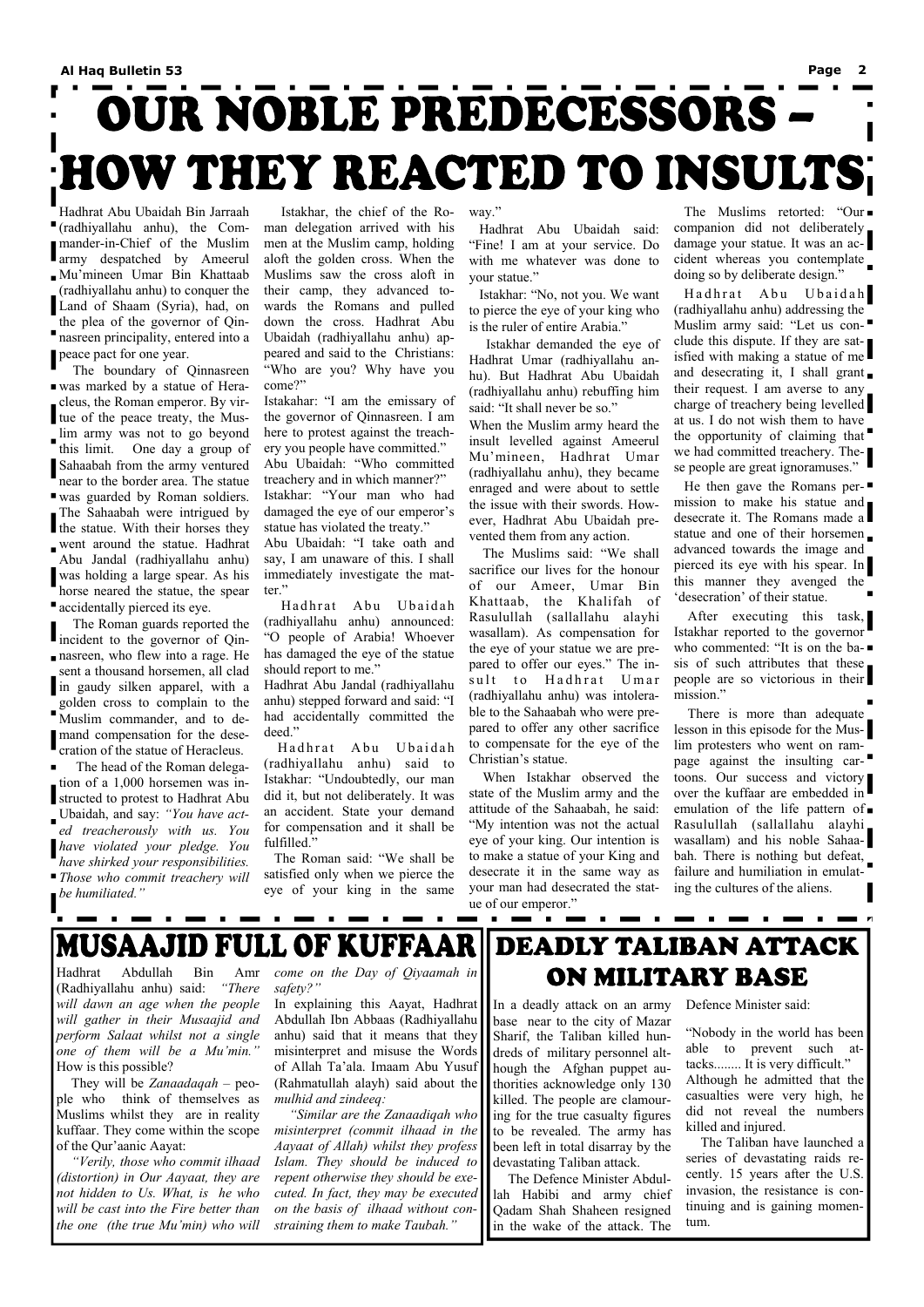# OUR NOBLE PREDECESSORS – HOW THEY REACTED TO INSULTS

Hadhrat Abu Ubaidah Bin Jarraah (radhiyallahu anhu), the Commander-in-Chief of the Muslim army despatched by Ameerul Mu'mineen Umar Bin Khattaab (radhiyallahu anhu) to conquer the Land of Shaam (Syria), had, on the plea of the governor of Qinnasreen principality, entered into a peace pact for one year.

The boundary of Qinnasreen was marked by a statue of Heracleus, the Roman emperor. By virtue of the peace treaty, the Muslim army was not to go beyond this limit. One day a group of Sahaabah from the army ventured near to the border area. The statue was guarded by Roman soldiers. The Sahaabah were intrigued by the statue. With their horses they went around the statue. Hadhrat Abu Jandal (radhiyallahu anhu) was holding a large spear. As his horse neared the statue, the spear accidentally pierced its eye.

The Roman guards reported the incident to the governor of Qinnasreen, who flew into a rage. He sent a thousand horsemen, all clad in gaudy silken apparel, with a golden cross to complain to the Muslim commander, and to demand compensation for the desecration of the statue of Heracleus.

The head of the Roman delegation of a 1,000 horsemen was instructed to protest to Hadhrat Abu Ubaidah, and say: *"You have acted treacherously with us. You have violated your pledge. You have shirked your responsibilities. Those who commit treachery will be humiliated."*

Istakhar, the chief of the Roman delegation arrived with his men at the Muslim camp, holding aloft the golden cross. When the Muslims saw the cross aloft in their camp, they advanced towards the Romans and pulled down the cross. Hadhrat Abu Ubaidah (radhiyallahu anhu) appeared and said to the Christians: "Who are you? Why have you come?"

Istakahar: "I am the emissary of the governor of Qinnasreen. I am here to protest against the treachery you people have committed."

Abu Ubaidah: "Who committed treachery and in which manner?"

Istakhar: "Your man who had damaged the eye of our emperor's statue has violated the treaty."

Abu Ubaidah: "I take oath and say, I am unaware of this. I shall immediately investigate the matter."

Hadhrat Abu Ubaidah (radhiyallahu anhu) announced: "O people of Arabia! Whoever has damaged the eye of the statue should report to me."

Hadhrat Abu Jandal (radhiyallahu anhu) stepped forward and said: "I had accidentally committed the deed."

Hadhrat Abu Ubaidah (radhiyallahu anhu) said to Istakhar: "Undoubtedly, our man did it, but not deliberately. It was an accident. State your demand for compensation and it shall be fulfilled."

The Roman said: "We shall be satisfied only when we pierce the eye of your king in the same way."

Hadhrat Abu Ubaidah said: "Fine! I am at your service. Do with me whatever was done to your statue."

Istakhar: "No, not you. We want to pierce the eye of your king who is the ruler of entire Arabia."

Istakhar demanded the eye of Hadhrat Umar (radhiyallahu anhu). But Hadhrat Abu Ubaidah (radhiyallahu anhu) rebuffing him said: "It shall never be so."

When the Muslim army heard the insult levelled against Ameerul Mu'mineen, Hadhrat Umar (radhiyallahu anhu), they became enraged and were about to settle the issue with their swords. However, Hadhrat Abu Ubaidah prevented them from any action.

The Muslims said: "We shall sacrifice our lives for the honour of our Ameer, Umar Bin Khattaab, the Khalifah of Rasulullah (sallallahu alayhi wasallam). As compensation for the eye of your statue we are prepared to offer our eyes." The insult to Hadhrat Umar (radhiyallahu anhu) was intolerable to the Sahaabah who were prepared to offer any other sacrifice to compensate for the eye of the Christian's statue.

When Istakhar observed the state of the Muslim army and the attitude of the Sahaabah, he said: "My intention was not the actual eye of your king. Our intention is to make a statue of your King and desecrate it in the same way as your man had desecrated the statue of our emperor."

The Muslims retorted: "Our companion did not deliberately damage your statue. It was an accident whereas you contemplate doing so by deliberate design."

Hadhrat Abu Ubaidah (radhiyallahu anhu) addressing the Muslim army said: "Let us conclude this dispute. If they are satisfied with making a statue of me and desecrating it, I shall grant their request. I am averse to any charge of treachery being levelled at us. I do not wish them to have the opportunity of claiming that we had committed treachery. These people are great ignoramuses."

He then gave the Romans permission to make his statue and desecrate it. The Romans made a statue and one of their horsemen advanced towards the image and pierced its eye with his spear. In this manner they avenged the 'desecration' of their statue.

After executing this task, Istakhar reported to the governor who commented: "It is on the basis of such attributes that these people are so victorious in their mission."

There is more than adequate lesson in this episode for the Muslim protesters who went on rampage against the insulting cartoons. Our success and victory over the kuffaar are embedded in emulation of the life pattern of Rasulullah (sallallahu alayhi wasallam) and his noble Sahaabah. There is nothing but defeat, failure and humiliation in emulating the cultures of the aliens.

# MUSAAJID FULL OF KUFFAAR

Hadhrat Abdullah Bin Amr (Radhiyallahu anhu) said: *"There will dawn an age when the people will gather in their Musaajid and perform Salaat whilst not a single one of them will be a Mu'min."* How is this possible?

They will be *Zanaadaqah* – people who think of themselves as Muslims whilst they are in reality kuffaar. They come within the scope of the Qur'aanic Aayat:

*"Verily, those who commit ilhaad (distortion) in Our Aayaat, they are not hidden to Us. What, is he who will be cast into the Fire better than the one (the true Mu'min) who will come on the Day of Qiyaamah in safety?"*

In explaining this Aayat, Hadhrat Abdullah Ibn Abbaas (Radhiyallahu anhu) said that it means that they misinterpret and misuse the Words of Allah Ta'ala. Imaam Abu Yusuf (Rahmatullah alayh) said about the *mulhid and zindeeq:*

*"Similar are the Zanaadiqah who misinterpret (commit ilhaad in the Aayaat of Allah) whilst they profess Islam. They should be induced to repent otherwise they should be executed. In fact, they may be executed on the basis of ilhaad without constraining them to make Taubah."*

# DEADLY TALIBAN ATTACK ON MILITARY BASE

In a deadly attack on an army base near to the city of Mazar Sharif, the Taliban killed hundreds of military personnel although the Afghan puppet authorities acknowledge only 130 killed. The people are clamouring for the true casualty figures to be revealed. The army has been left in total disarray by the devastating Taliban attack.

The Defence Minister Abdullah Habibi and army chief Qadam Shah Shaheen resigned in the wake of the attack. The Defence Minister said:

"Nobody in the world has been able to prevent such attacks........ It is very difficult." Although he admitted that the casualties were very high, he did not reveal the numbers killed and injured.

The Taliban have launched a series of devastating raids recently. 15 years after the U.S. invasion, the resistance is continuing and is gaining momentum.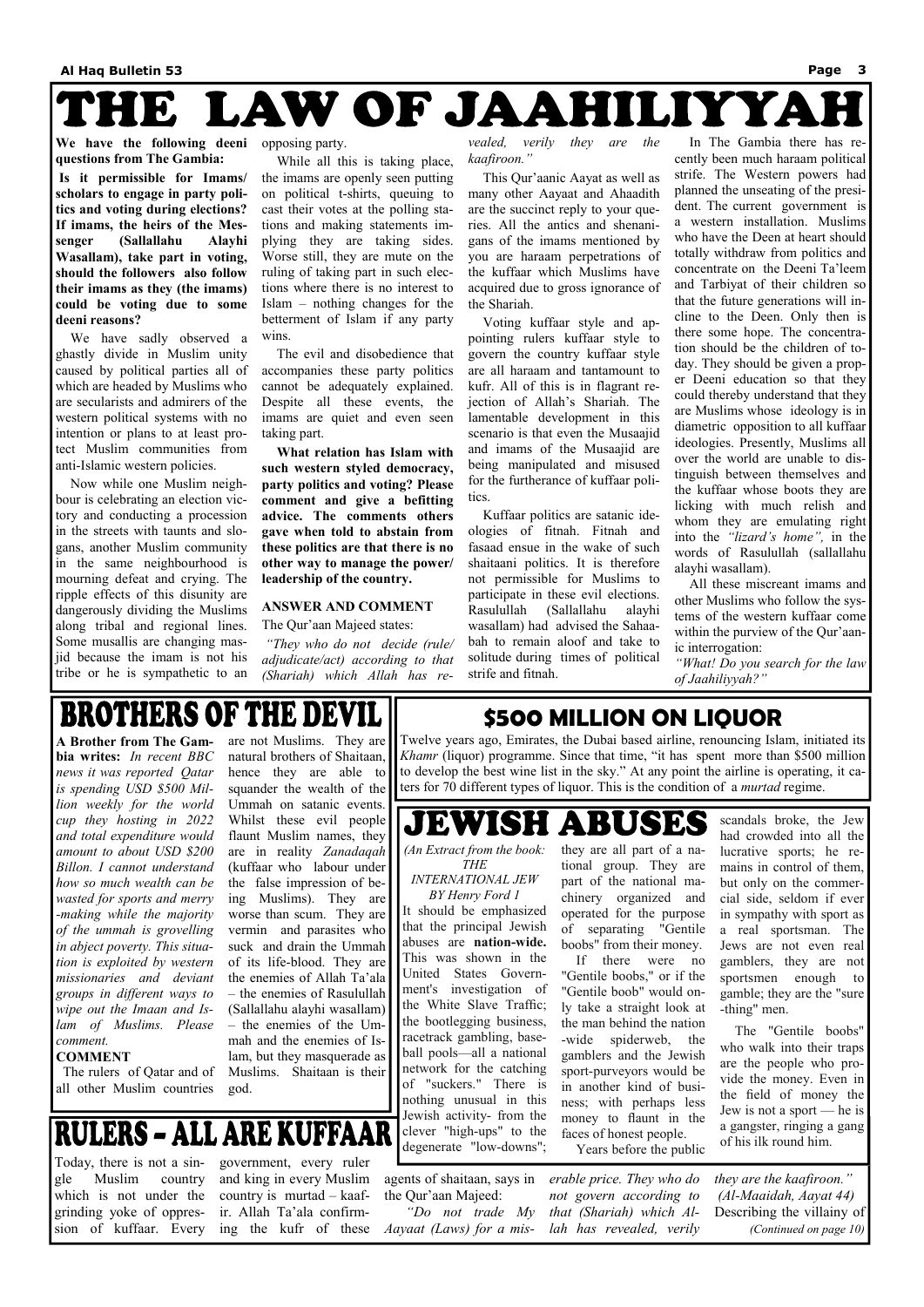# THE LAW OF JAAHILIYYAH

**We have the following deeni questions from The Gambia:**

**Is it permissible for Imams/ scholars to engage in party politics and voting during elections? If imams, the heirs of the Messenger (Sallallahu Alayhi Wasallam), take part in voting, should the followers also follow their imams as they (the imams) could be voting due to some deeni reasons?**

We have sadly observed a ghastly divide in Muslim unity caused by political parties all of which are headed by Muslims who are secularists and admirers of the western political systems with no intention or plans to at least protect Muslim communities from anti-Islamic western policies.

Now while one Muslim neighbour is celebrating an election victory and conducting a procession in the streets with taunts and slogans, another Muslim community in the same neighbourhood is mourning defeat and crying. The ripple effects of this disunity are dangerously dividing the Muslims along tribal and regional lines. Some musallis are changing masjid because the imam is not his tribe or he is sympathetic to an opposing party.

While all this is taking place, the imams are openly seen putting on political t-shirts, queuing to cast their votes at the polling stations and making statements implying they are taking sides. Worse still, they are mute on the ruling of taking part in such elections where there is no interest to Islam – nothing changes for the betterment of Islam if any party wins.

The evil and disobedience that accompanies these party politics cannot be adequately explained. Despite all these events, the imams are quiet and even seen taking part.

**What relation has Islam with such western styled democracy, party politics and voting? Please comment and give a befitting advice. The comments others gave when told to abstain from these politics are that there is no other way to manage the power/ leadership of the country.**

**ANSWER AND COMMENT**

The Qur'aan Majeed states:

*"They who do not decide (rule/ adjudicate/act) according to that (Shariah) which Allah has revealed, verily they are the kaafiroon."*

This Qur'aanic Aayat as well as many other Aayaat and Ahaadith are the succinct reply to your queries. All the antics and shenanigans of the imams mentioned by you are haraam perpetrations of the kuffaar which Muslims have acquired due to gross ignorance of the Shariah.

Voting kuffaar style and appointing rulers kuffaar style to govern the country kuffaar style are all haraam and tantamount to kufr. All of this is in flagrant rejection of Allah's Shariah. The lamentable development in this scenario is that even the Musaajid and imams of the Musaajid are being manipulated and misused for the furtherance of kuffaar politics.

Kuffaar politics are satanic ideologies of fitnah. Fitnah and fasaad ensue in the wake of such shaitaani politics. It is therefore not permissible for Muslims to participate in these evil elections. Rasulullah (Sallallahu alayhi wasallam) had advised the Sahaabah to remain aloof and take to solitude during times of political strife and fitnah.

In The Gambia there has recently been much haraam political strife. The Western powers had planned the unseating of the president. The current government is a western installation. Muslims who have the Deen at heart should totally withdraw from politics and concentrate on the Deeni Ta'leem and Tarbiyat of their children so that the future generations will incline to the Deen. Only then is there some hope. The concentration should be the children of today. They should be given a proper Deeni education so that they could thereby understand that they are Muslims whose ideology is in diametric opposition to all kuffaar ideologies. Presently, Muslims all over the world are unable to distinguish between themselves and the kuffaar whose boots they are licking with much relish and whom they are emulating right into the *"lizard's home",* in the words of Rasulullah (sallallahu alayhi wasallam).

All these miscreant imams and other Muslims who follow the systems of the western kuffaar come within the purview of the Qur'aanic interrogation:

*"What! Do you search for the law of Jaahiliyyah?"*

# BROTHERS OF THE DEVIL

**A Brother from The Gambia writes:** *In recent BBC news it was reported Qatar is spending USD $500 Million weekly for the world cup they hosting in 2022 and total expenditure would amount to about USD $200 Billon. I cannot understand how so much wealth can be wasted for sports and merry -making while the majority of the ummah is grovelling in abject poverty. This situation is exploited by western missionaries and deviant groups in different ways to wipe out the Imaan and Islam of Muslims. Please comment.*

**COMMENT**

The rulers of Qatar and of all other Muslim countries are not Muslims. They are natural brothers of Shaitaan, hence they are able to squander the wealth of the Ummah on satanic events. Whilst these evil people flaunt Muslim names, they are in reality *Zanadaqah* (kuffaar who labour under the false impression of being Muslims). They are worse than scum. They are vermin and parasites who suck and drain the Ummah of its life-blood. They are the enemies of Allah Ta'ala – the enemies of Rasulullah (Sallallahu alayhi wasallam) – the enemies of the Ummah and the enemies of Islam, but they masquerade as Muslims. Shaitaan is their god.

# $500 MILLION ON LIQUOR

Twelve years ago, Emirates, the Dubai based airline, renouncing Islam, initiated its *Khamr* (liquor) programme. Since that time, "it has spent more than $500 million to develop the best wine list in the sky." At any point the airline is operating, it caters for 70 different types of liquor. This is the condition of a *murtad* regime.

# JEWISH ABUSES

*(An Extract from the book: THE INTERNATIONAL JEW BY Henry Ford 1*

It should be emphasized that the principal Jewish abuses are **nation-wide.** This was shown in the United States Government's investigation of the White Slave Traffic; the bootlegging business, racetrack gambling, baseball pools—all a national network for the catching of "suckers." There is nothing unusual in this Jewish activity- from the clever "high-ups" to the degenerate "low-downs"; they are all part of a national group. They are part of the national machinery organized and operated for the purpose of separating "Gentile boobs" from their money.

If there were no "Gentile boobs," or if the "Gentile boob" would only take a straight look at the man behind the nation-wide spiderweb, the gamblers and the Jewish sport-purveyors would be in another kind of business; with perhaps less money to flaunt in the faces of honest people.

Years before the public scandals broke, the Jew had crowded into all the lucrative sports; he remains in control of them, but only on the commercial side, seldom if ever in sympathy with sport as a real sportsman. The Jews are not even real gamblers, they are not sportsmen enough to gamble; they are the "sure -thing" men.

The "Gentile boobs" who walk into their traps are the people who provide the money. Even in the field of money the Jew is not a sport — he is a gangster, ringing a gang of his ilk round him.

# RULERS – ALL ARE KUFFAAR

Today, there is not a single Muslim country which is not under the grinding yoke of oppression of kuffaar. Every government, every ruler and king in every Muslim country is murtad – kaafir. Allah Ta'ala confirming the kufr of these agents of shaitaan, says in the Qur'aan Majeed:

*"Do not trade My Aayaat (Laws) for a miserable price. They who do not govern according to that (Shariah) which Allah has revealed, verily they are the kaafiroon."* (Al-Maaidah, Aayat 44)

Describing the villainy of *(Continued on page 10)*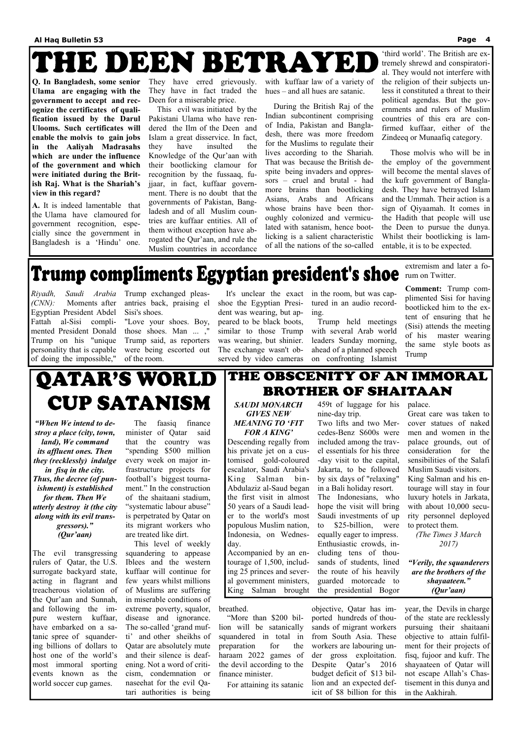# THE DEEN BETRAYED

**Q. In Bangladesh, some senior Ulama are engaging with the government to accept and recognize the certificates of qualification issued by the Darul Ulooms. Such certificates will enable the molvis to gain jobs in the Aaliyah Madrasahs which are under the influence of the government and which were initiated during the British Raj. What is the Shariah's view in this regard?**

**A.** It is indeed lamentable that the Ulama have clamoured for government recognition, especially since the government in Bangladesh is a 'Hindu' one. They have erred grievously. They have in fact traded the Deen for a miserable price.

This evil was initiated by the Pakistani Ulama who have rendered the Ilm of the Deen and Islam a great disservice. In fact, they have insulted the Knowledge of the Qur'aan with their bootlicking clamour for recognition by the fussaaq, fujjaar, in fact, kuffaar government. There is no doubt that the governments of Pakistan, Bangladesh and of all Muslim countries are kuffaar entities. All of them without exception have abrogated the Qur'aan, and rule the Muslim countries in accordance with kuffaar law of a variety of hues – and all hues are satanic.

During the British Raj of the Indian subcontinent comprising of India, Pakistan and Bangladesh, there was more freedom for the Muslims to regulate their lives according to the Shariah. That was because the British despite being invaders and oppressors – cruel and brutal - had more brains than bootlicking Asians, Arabs and Africans whose brains have been thoroughly colonized and vermiculated with satanism, hence bootlicking is a salient characteristic of all the nations of the so-called 'third world'. The British are extremely shrewd and conspiratorial. They would not interfere with the religion of their subjects unless it constituted a threat to their political agendas. But the governments and rulers of Muslim countries of this era are confirmed kuffaar, either of the Zindeeq or Munaafiq category.

Those molvis who will be in the employ of the government will become the mental slaves of the kufr government of Bangladesh. They have betrayed Islam and the Ummah. Their action is a sign of Qiyaamah. It comes in the Hadith that people will use the Deen to pursue the dunya. Whilst their bootlicking is lamentable, it is to be expected.

# Trump compliments Egyptian president's shoe

*Riyadh, Saudi Arabia (CNN):* Moments after Egyptian President Abdel Fattah al-Sisi complimented President Donald Trump on his "unique personality that is capable of doing the impossible," Trump exchanged pleasantries back, praising el Sisi's shoes.

"Love your shoes. Boy, those shoes. Man ... ," Trump said, as reporters were being escorted out of the room.

It's unclear the exact shoe the Egyptian President was wearing, but appeared to be black boots, similar to those Trump was wearing, but shinier. The exchange wasn't observed by video cameras in the room, but was captured in an audio recording.

Trump held meetings with several Arab world leaders Sunday morning, ahead of a planned speech on confronting Islamist extremism and later a forum on Twitter.

**Comment:** Trump complimented Sisi for having bootlicked him to the extent of ensuring that he (Sisi) attends the meeting of his master wearing the same style boots as Trump

# QATAR'S WORLD CUP SATANISM

***"When We intend to destroy a place (city, town, land), We command its affluent ones. Then they (recklessly) indulge in fisq in the city. Thus, the decree (of punishment) is established for them. Then We utterly destroy it (the city along with its evil transgressors)." (Qur'aan)***

The evil transgressing rulers of Qatar, the U.S. surrogate backyard state, acting in flagrant and treacherous violation of the Qur'aan and Sunnah, and following the impure western kuffaar, have embarked on a satanic spree of squandering billions of dollars to host one of the world's most immoral sporting events known as the world soccer cup games.

The faasiq finance minister of Qatar said that the country was "spending $500 million every week on major infrastructure projects for football's biggest tournament." In the construction of the shaitaani stadium, "systematic labour abuse" is perpetrated by Qatar on its migrant workers who are treated like dirt.

This level of weekly squandering to appease Iblees and the western kuffaar will continue for few years whilst millions of Muslims are suffering in miserable conditions of extreme poverty, squalor, disease and ignorance. The so-called 'grand mufti' and other sheikhs of Qatar are absolutely mute and their silence is deafening. Not a word of criticism, condemnation or naseehat for the evil Qatari authorities is being breathed.

"More than $200 billion will be satanically squandered in total in preparation for the haraam 2022 games of the devil according to the finance minister.

For attaining its satanic objective, Qatar has imported hundreds of thousands of migrant workers from South Asia. These workers are labouring under gross exploitation. Despite Qatar's 2016 budget deficit of $13 billion and an expected deficit of $8 billion for this year, the Devils in charge of the state are recklessly pursuing their shaitaani objective to attain fulfilment for their projects of fisq, fujoor and kufr. The shayaateen of Qatar will not escape Allah's Chastisement in this dunya and in the Aakhirah.

# THE OBSCENITY OF AN IMMORAL BROTHER OF SHAITAAN

***SAUDI MONARCH GIVES NEW MEANING TO 'FIT FOR A KING'***

Descending regally from his private jet on a customised gold-coloured escalator, Saudi Arabia's King Salman bin-Abdulaziz al-Saud began the first visit in almost 50 years of a Saudi leader to the world's most populous Muslim nation, Indonesia, on Wednesday.

Accompanied by an entourage of 1,500, including 25 princes and several government ministers, King Salman brought 459t of luggage for his nine-day trip.

Two lifts and two Mercedes-Benz S600s were included among the travel essentials for his three-day visit to the capital, Jakarta, to be followed by six days of "relaxing" in a Bali holiday resort.

The Indonesians, who hope the visit will bring Saudi investments of up to $25-billion, were equally eager to impress. Enthusiastic crowds, including tens of thousands of students, lined the route of his heavily guarded motorcade to the presidential Bogor palace.

Great care was taken to cover statues of naked men and women in the palace grounds, out of consideration for the sensibilities of the Salafi Muslim Saudi visitors.

King Salman and his entourage will stay in four luxury hotels in Jarkata, with about 10,000 security personnel deployed to protect them.

*(The Times 3 March 2017)*

***"Verily, the squanderers are the brothers of the shayaateen." (Qur'aan)***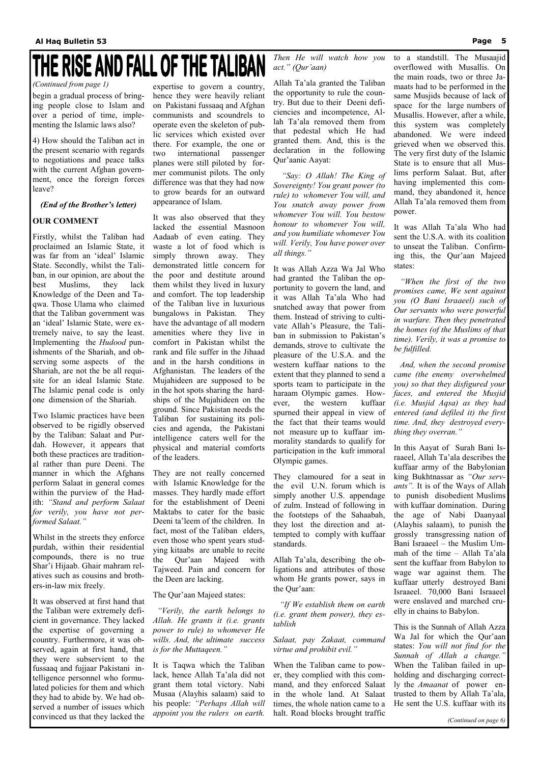# THE RISE AND FALL OF THE TALIBAN

*(Continued from page 1)*

begin a gradual process of bringing people close to Islam and over a period of time, implementing the Islamic laws also?

4) How should the Taliban act in the present scenario with regards to negotiations and peace talks with the current Afghan government, once the foreign forces leave?

***(End of the Brother's letter)***

**OUR COMMENT**

Firstly, whilst the Taliban had proclaimed an Islamic State, it was far from an 'ideal' Islamic State. Secondly, whilst the Taliban, in our opinion, are about the best Muslims, they lack Knowledge of the Deen and Taqwa. Those Ulama who claimed that the Taliban government was an 'ideal' Islamic State, were extremely naive, to say the least. Implementing the *Hudood* punishments of the Shariah, and observing some aspects of the Shariah, are not the be all requisite for an ideal Islamic State. The Islamic penal code is only one dimension of the Shariah.

Two Islamic practices have been observed to be rigidly observed by the Taliban: Salaat and Purdah. However, it appears that both these practices are traditional rather than pure Deeni. The manner in which the Afghans perform Salaat in general comes within the purview of the Hadith: *"Stand and perform Salaat for verily, you have not performed Salaat."*

Whilst in the streets they enforce purdah, within their residential compounds, there is no true Shar'i Hijaab. Ghair mahram relatives such as cousins and brothers-in-law mix freely.

It was observed at first hand that the Taliban were extremely deficient in governance. They lacked the expertise of governing a country. Furthermore, it was observed, again at first hand, that they were subservient to the fussaaq and fujjaar Pakistani intelligence personnel who formulated policies for them and which they had to abide by. We had observed a number of issues which convinced us that they lacked the expertise to govern a country, hence they were heavily reliant on Pakistani fussaaq and Afghan communists and scoundrels to operate even the skeleton of public services which existed over there. For example, the one or two international passenger planes were still piloted by former communist pilots. The only difference was that they had now to grow beards for an outward appearance of Islam.

It was also observed that they lacked the essential Masnoon Aadaab of even eating. They waste a lot of food which is simply thrown away. They demonstrated little concern for the poor and destitute around them whilst they lived in luxury and comfort. The top leadership of the Taliban live in luxurious bungalows in Pakistan. They have the advantage of all modern amenities where they live in comfort in Pakistan whilst the rank and file suffer in the Jihaad and in the harsh conditions in Afghanistan. The leaders of the Mujahideen are supposed to be in the hot spots sharing the hardships of the Mujahideen on the ground. Since Pakistan needs the Taliban for sustaining its policies and agenda, the Pakistani intelligence caters well for the physical and material comforts of the leaders.

They are not really concerned with Islamic Knowledge for the masses. They hardly made effort for the establishment of Deeni Maktabs to cater for the basic Deeni ta'leem of the children. In fact, most of the Taliban elders, even those who spent years studying kitaabs are unable to recite the Qur'aan Majeed with Tajweed. Pain and concern for the Deen are lacking.

The Qur'aan Majeed states:

*"Verily, the earth belongs to Allah. He grants it (i.e. grants power to rule) to whomever He wills. And, the ultimate success is for the Muttaqeen."*

It is Taqwa which the Taliban lack, hence Allah Ta'ala did not grant them total victory. Nabi Musaa (Alayhis salaam) said to his people: *"Perhaps Allah will appoint you the rulers on earth. Then He will watch how you act." (Qur'aan)*

Allah Ta'ala granted the Taliban the opportunity to rule the country. But due to their Deeni deficiencies and incompetence, Allah Ta'ala removed them from that pedestal which He had granted them. And, this is the declaration in the following Qur'aanic Aayat:

*"Say: O Allah! The King of Sovereignty! You grant power (to rule) to whomever You will, and You snatch away power from whomever You will. You bestow honour to whomever You will, and you humiliate whomever You will. Verily, You have power over all things."*

It was Allah Azza Wa Jal Who had granted the Taliban the opportunity to govern the land, and it was Allah Ta'ala Who had snatched away that power from them. Instead of striving to cultivate Allah's Pleasure, the Taliban in submission to Pakistan's demands, strove to cultivate the pleasure of the U.S.A. and the western kuffaar nations to the extent that they planned to send a sports team to participate in the haraam Olympic games. However, the western kuffaar spurned their appeal in view of the fact that their teams would not measure up to kuffaar immorality standards to qualify for participation in the kufr immoral Olympic games.

They clamoured for a seat in the evil U.N. forum which is simply another U.S. appendage of zulm. Instead of following in the footsteps of the Sahaabah, they lost the direction and attempted to comply with kuffaar standards.

Allah Ta'ala, describing the obligations and attributes of those whom He grants power, says in the Qur'aan:

*"If We establish them on earth (i.e. grant them power), they establish*

*Salaat, pay Zakaat, command virtue and prohibit evil."*

When the Taliban came to power, they complied with this command, and they enforced Salaat in the whole land. At Salaat times, the whole nation came to a halt. Road blocks brought traffic to a standstill. The Musaajid overflowed with Musallis. On the main roads, two or three Jamaats had to be performed in the same Musjids because of lack of space for the large numbers of Musallis. However, after a while, this system was completely abandoned. We were indeed grieved when we observed this. The very first duty of the Islamic State is to ensure that all Muslims perform Salaat. But, after having implemented this command, they abandoned it, hence Allah Ta'ala removed them from power.

It was Allah Ta'ala Who had sent the U.S.A. with its coalition to unseat the Taliban. Confirming this, the Qur'aan Majeed states:

*"When the first of the two promises came, We sent against you (O Bani Israaeel) such of Our servants who were powerful in warfare. Then they penetrated the homes (of the Muslims of that time). Verily, it was a promise to be fulfilled.*

*And, when the second promise came (the enemy overwhelmed you) so that they disfigured your faces, and entered the Musjid (i.e. Musjid Aqsa) as they had entered (and defiled it) the first time. And, they destroyed everything they overran."*

In this Aayat of Surah Bani Israaeel, Allah Ta'ala describes the kuffaar army of the Babylonian king Bukhtnassar as *"Our servants".* It is of the Ways of Allah to punish disobedient Muslims with kuffaar domination. During the age of Nabi Daanyaal (Alayhis salaam), to punish the grossly transgressing nation of Bani Israaeel – the Muslim Ummah of the time – Allah Ta'ala sent the kuffaar from Babylon to wage war against them. The kuffaar utterly destroyed Bani Israaeel. 70,000 Bani Israaeel were enslaved and marched cruelly in chains to Babylon.

This is the Sunnah of Allah Azza Wa Jal for which the Qur'aan states: *You will not find for the Sunnah of Allah a change."* When the Taliban failed in upholding and discharging correctly the *Amaanat* of power entrusted to them by Allah Ta'ala, He sent the U.S. kuffaar with its

*(Continued on page 6)*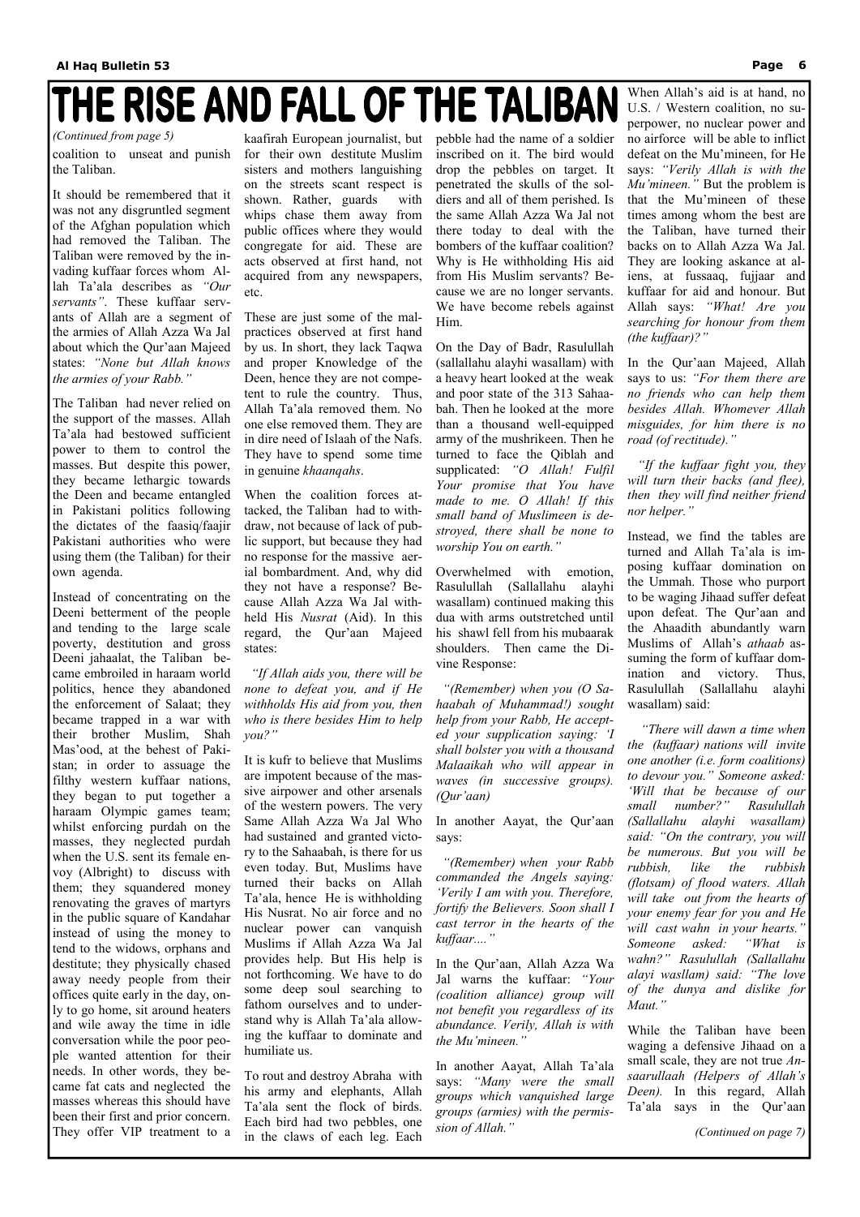# THE RISE AND FALL OF THE TALIBAN

*(Continued from page 5)*

coalition to unseat and punish the Taliban.

It should be remembered that it was not any disgruntled segment of the Afghan population which had removed the Taliban. The Taliban were removed by the invading kuffaar forces whom Allah Ta'ala describes as *"Our servants"*. These kuffaar servants of Allah are a segment of the armies of Allah Azza Wa Jal about which the Qur'aan Majeed states: *"None but Allah knows the armies of your Rabb."*

The Taliban had never relied on the support of the masses. Allah Ta'ala had bestowed sufficient power to them to control the masses. But despite this power, they became lethargic towards the Deen and became entangled in Pakistani politics following the dictates of the faasiq/faajir Pakistani authorities who were using them (the Taliban) for their own agenda.

Instead of concentrating on the Deeni betterment of the people and tending to the large scale poverty, destitution and gross Deeni jahaalat, the Taliban became embroiled in haraam world politics, hence they abandoned the enforcement of Salaat; they became trapped in a war with their brother Muslim, Shah Mas'ood, at the behest of Pakistan; in order to assuage the filthy western kuffaar nations, they began to put together a haraam Olympic games team; whilst enforcing purdah on the masses, they neglected purdah when the U.S. sent its female envoy (Albright) to discuss with them; they squandered money renovating the graves of martyrs in the public square of Kandahar instead of using the money to tend to the widows, orphans and destitute; they physically chased away needy people from their offices quite early in the day, only to go home, sit around heaters and wile away the time in idle conversation while the poor people wanted attention for their needs. In other words, they became fat cats and neglected the masses whereas this should have been their first and prior concern. They offer VIP treatment to a kaafirah European journalist, but for their own destitute Muslim sisters and mothers languishing on the streets scant respect is shown. Rather, guards with whips chase them away from public offices where they would congregate for aid. These are acts observed at first hand, not acquired from any newspapers, etc.

These are just some of the malpractices observed at first hand by us. In short, they lack Taqwa and proper Knowledge of the Deen, hence they are not competent to rule the country. Thus, Allah Ta'ala removed them. No one else removed them. They are in dire need of Islaah of the Nafs. They have to spend some time in genuine *khaanqahs*.

When the coalition forces attacked, the Taliban had to withdraw, not because of lack of public support, but because they had no response for the massive aerial bombardment. And, why did they not have a response? Because Allah Azza Wa Jal withheld His *Nusrat* (Aid). In this regard, the Qur'aan Majeed states:

*"If Allah aids you, there will be none to defeat you, and if He withholds His aid from you, then who is there besides Him to help you?"*

It is kufr to believe that Muslims are impotent because of the massive airpower and other arsenals of the western powers. The very Same Allah Azza Wa Jal Who had sustained and granted victory to the Sahaabah, is there for us even today. But, Muslims have turned their backs on Allah Ta'ala, hence He is withholding His Nusrat. No air force and no nuclear power can vanquish Muslims if Allah Azza Wa Jal provides help. But His help is not forthcoming. We have to do some deep soul searching to fathom ourselves and to understand why is Allah Ta'ala allowing the kuffaar to dominate and humiliate us.

To rout and destroy Abraha with his army and elephants, Allah Ta'ala sent the flock of birds. Each bird had two pebbles, one in the claws of each leg. Each pebble had the name of a soldier inscribed on it. The bird would drop the pebbles on target. It penetrated the skulls of the soldiers and all of them perished. Is the same Allah Azza Wa Jal not there today to deal with the bombers of the kuffaar coalition? Why is He withholding His aid from His Muslim servants? Because we are no longer servants. We have become rebels against Him.

On the Day of Badr, Rasulullah (sallallahu alayhi wasallam) with a heavy heart looked at the weak and poor state of the 313 Sahaabah. Then he looked at the more than a thousand well-equipped army of the mushrikeen. Then he turned to face the Qiblah and supplicated: *"O Allah! Fulfil Your promise that You have made to me. O Allah! If this small band of Muslimeen is destroyed, there shall be none to worship You on earth."*

Overwhelmed with emotion, Rasulullah (Sallallahu alayhi wasallam) continued making this dua with arms outstretched until his shawl fell from his mubaarak shoulders. Then came the Divine Response:

*"(Remember) when you (O Sahaabah of Muhammad!) sought help from your Rabb, He accepted your supplication saying: 'I shall bolster you with a thousand Malaaikah who will appear in waves (in successive groups). (Qur'aan)*

In another Aayat, the Qur'aan says:

*"(Remember) when your Rabb commanded the Angels saying: 'Verily I am with you. Therefore, fortify the Believers. Soon shall I cast terror in the hearts of the kuffaar...."*

In the Qur'aan, Allah Azza Wa Jal warns the kuffaar: *"Your (coalition alliance) group will not benefit you regardless of its abundance. Verily, Allah is with the Mu'mineen."*

In another Aayat, Allah Ta'ala says: *"Many were the small groups which vanquished large groups (armies) with the permission of Allah."*

When Allah's aid is at hand, no U.S. / Western coalition, no superpower, no nuclear power and no airforce will be able to inflict defeat on the Mu'mineen, for He says: *"Verily Allah is with the Mu'mineen."* But the problem is that the Mu'mineen of these times among whom the best are the Taliban, have turned their backs on to Allah Azza Wa Jal. They are looking askance at aliens, at fussaaq, fujjaar and kuffaar for aid and honour. But Allah says: *"What! Are you searching for honour from them (the kuffaar)?"*

In the Qur'aan Majeed, Allah says to us: *"For them there are no friends who can help them besides Allah. Whomever Allah misguides, for him there is no road (of rectitude)."*

*"If the kuffaar fight you, they will turn their backs (and flee), then they will find neither friend nor helper."*

Instead, we find the tables are turned and Allah Ta'ala is imposing kuffaar domination on the Ummah. Those who purport to be waging Jihaad suffer defeat upon defeat. The Qur'aan and the Ahaadith abundantly warn Muslims of Allah's *athaab* assuming the form of kuffaar domination and victory. Thus, Rasulullah (Sallallahu alayhi wasallam) said:

*"There will dawn a time when the (kuffaar) nations will invite one another (i.e. form coalitions) to devour you." Someone asked: 'Will that be because of our small number?" Rasulullah (Sallallahu alayhi wasallam) said: "On the contrary, you will be numerous. But you will be rubbish, like the rubbish (flotsam) of flood waters. Allah will take out from the hearts of your enemy fear for you and He will cast wahn in your hearts." Someone asked: "What is wahn?" Rasulullah (Sallallahu alayi wasllam) said: "The love of the dunya and dislike for Maut."*

While the Taliban have been waging a defensive Jihaad on a small scale, they are not true *Ansaarullaah (Helpers of Allah's Deen).* In this regard, Allah Ta'ala says in the Qur'aan

*(Continued on page 7)*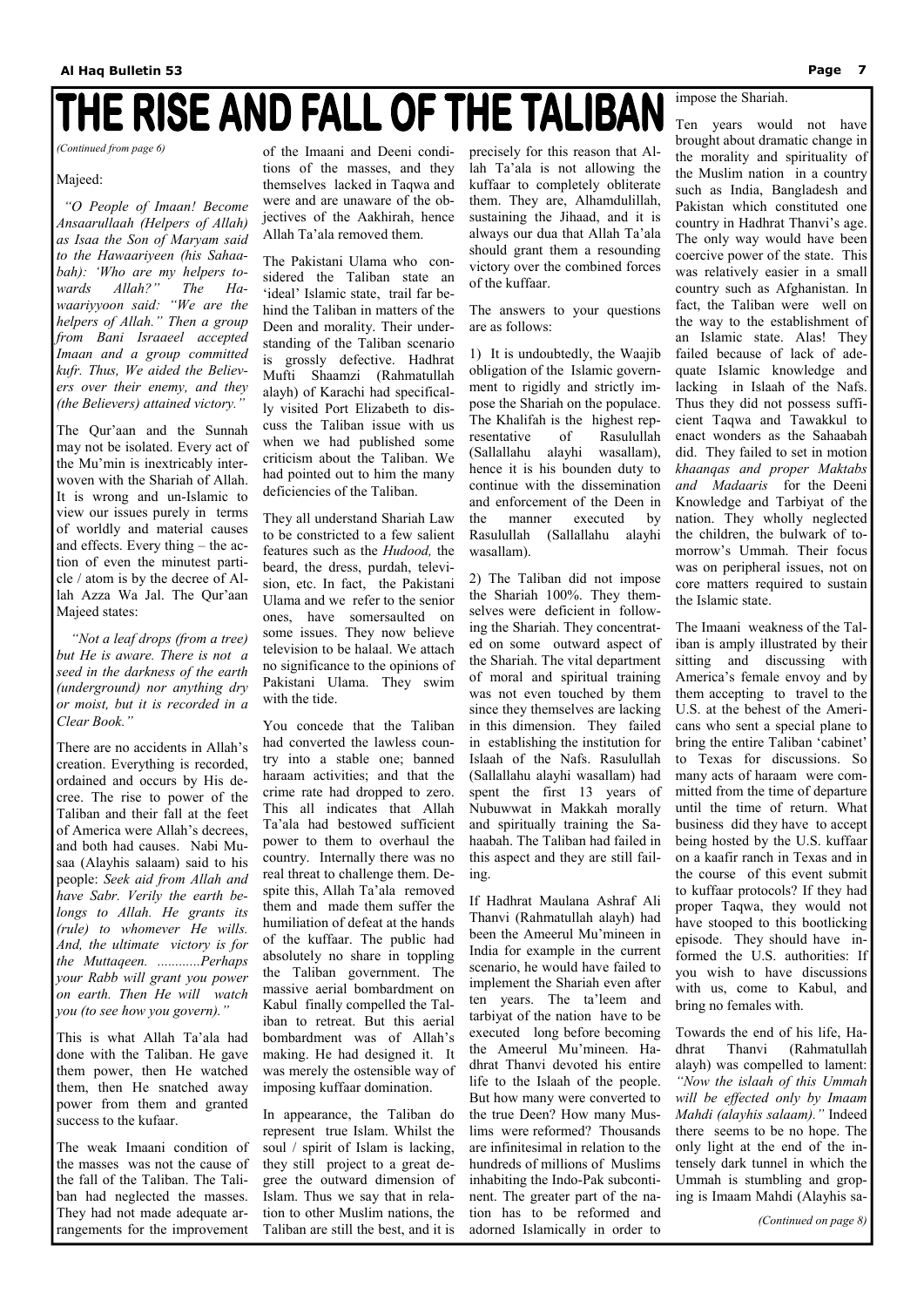# THE RISE AND FALL OF THE TALIBAN

*(Continued from page 6)*

Majeed:

*"O People of Imaan! Become Ansaarullaah (Helpers of Allah) as Isaa the Son of Maryam said to the Hawaariyeen (his Sahaabah): 'Who are my helpers towards Allah?" The Hawaariyyoon said: "We are the helpers of Allah." Then a group from Bani Israaeel accepted Imaan and a group committed kufr. Thus, We aided the Believers over their enemy, and they (the Believers) attained victory."*

The Qur'aan and the Sunnah may not be isolated. Every act of the Mu'min is inextricably interwoven with the Shariah of Allah. It is wrong and un-Islamic to view our issues purely in terms of worldly and material causes and effects. Every thing – the action of even the minutest particle / atom is by the decree of Allah Azza Wa Jal. The Qur'aan Majeed states:

*"Not a leaf drops (from a tree) but He is aware. There is not a seed in the darkness of the earth (underground) nor anything dry or moist, but it is recorded in a Clear Book."*

There are no accidents in Allah's creation. Everything is recorded, ordained and occurs by His decree. The rise to power of the Taliban and their fall at the feet of America were Allah's decrees, and both had causes. Nabi Musaa (Alayhis salaam) said to his people: *Seek aid from Allah and have Sabr. Verily the earth belongs to Allah. He grants its (rule) to whomever He wills. And, the ultimate victory is for the Muttaqeen. ............Perhaps your Rabb will grant you power on earth. Then He will watch you (to see how you govern)."*

This is what Allah Ta'ala had done with the Taliban. He gave them power, then He watched them, then He snatched away power from them and granted success to the kufaar.

The weak Imaani condition of the masses was not the cause of the fall of the Taliban. The Taliban had neglected the masses. They had not made adequate arrangements for the improvement of the Imaani and Deeni conditions of the masses, and they themselves lacked in Taqwa and were and are unaware of the objectives of the Aakhirah, hence Allah Ta'ala removed them.

The Pakistani Ulama who considered the Taliban state an 'ideal' Islamic state, trail far behind the Taliban in matters of the Deen and morality. Their understanding of the Taliban scenario is grossly defective. Hadhrat Mufti Shaamzi (Rahmatullah alayh) of Karachi had specifically visited Port Elizabeth to discuss the Taliban issue with us when we had published some criticism about the Taliban. We had pointed out to him the many deficiencies of the Taliban.

They all understand Shariah Law to be constricted to a few salient features such as the *Hudood,* the beard, the dress, purdah, television, etc. In fact, the Pakistani Ulama and we refer to the senior ones, have somersaulted on some issues. They now believe television to be halaal. We attach no significance to the opinions of Pakistani Ulama. They swim with the tide.

You concede that the Taliban had converted the lawless country into a stable one; banned haraam activities; and that the crime rate had dropped to zero. This all indicates that Allah Ta'ala had bestowed sufficient power to them to overhaul the country. Internally there was no real threat to challenge them. Despite this, Allah Ta'ala removed them and made them suffer the humiliation of defeat at the hands of the kuffaar. The public had absolutely no share in toppling the Taliban government. The massive aerial bombardment on Kabul finally compelled the Taliban to retreat. But this aerial bombardment was of Allah's making. He had designed it. It was merely the ostensible way of imposing kuffaar domination.

In appearance, the Taliban do represent true Islam. Whilst the soul / spirit of Islam is lacking, they still project to a great degree the outward dimension of Islam. Thus we say that in relation to other Muslim nations, the Taliban are still the best, and it is precisely for this reason that Allah Ta'ala is not allowing the kuffaar to completely obliterate them. They are, Alhamdulillah, sustaining the Jihaad, and it is always our dua that Allah Ta'ala should grant them a resounding victory over the combined forces of the kuffaar.

The answers to your questions are as follows:

1) It is undoubtedly, the Waajib obligation of the Islamic government to rigidly and strictly impose the Shariah on the populace. The Khalifah is the highest representative of Rasulullah (Sallallahu alayhi wasallam), hence it is his bounden duty to continue with the dissemination and enforcement of the Deen in the manner executed by Rasulullah (Sallallahu alayhi wasallam).

2) The Taliban did not impose the Shariah 100%. They themselves were deficient in following the Shariah. They concentrated on some outward aspect of the Shariah. The vital department of moral and spiritual training was not even touched by them since they themselves are lacking in this dimension. They failed in establishing the institution for Islaah of the Nafs. Rasulullah (Sallallahu alayhi wasallam) had spent the first 13 years of Nubuwwat in Makkah morally and spiritually training the Sahaabah. The Taliban had failed in this aspect and they are still failing.

If Hadhrat Maulana Ashraf Ali Thanvi (Rahmatullah alayh) had been the Ameerul Mu'mineen in India for example in the current scenario, he would have failed to implement the Shariah even after ten years. The ta'leem and tarbiyat of the nation have to be executed long before becoming the Ameerul Mu'mineen. Hadhrat Thanvi devoted his entire life to the Islaah of the people. But how many were converted to the true Deen? How many Muslims were reformed? Thousands are infinitesimal in relation to the hundreds of millions of Muslims inhabiting the Indo-Pak subcontinent. The greater part of the nation has to be reformed and adorned Islamically in order to impose the Shariah.

Ten years would not have brought about dramatic change in the morality and spirituality of the Muslim nation in a country such as India, Bangladesh and Pakistan which constituted one country in Hadhrat Thanvi's age. The only way would have been coercive power of the state. This was relatively easier in a small country such as Afghanistan. In fact, the Taliban were well on the way to the establishment of an Islamic state. Alas! They failed because of lack of adequate Islamic knowledge and lacking in Islaah of the Nafs. Thus they did not possess sufficient Taqwa and Tawakkul to enact wonders as the Sahaabah did. They failed to set in motion *khaanqas and proper Maktabs and Madaaris* for the Deeni Knowledge and Tarbiyat of the nation. They wholly neglected the children, the bulwark of tomorrow's Ummah. Their focus was on peripheral issues, not on core matters required to sustain the Islamic state.

The Imaani weakness of the Taliban is amply illustrated by their sitting and discussing with America's female envoy and by them accepting to travel to the U.S. at the behest of the Americans who sent a special plane to bring the entire Taliban 'cabinet' to Texas for discussions. So many acts of haraam were committed from the time of departure until the time of return. What business did they have to accept being hosted by the U.S. kuffaar on a kaafir ranch in Texas and in the course of this event submit to kuffaar protocols? If they had proper Taqwa, they would not have stooped to this bootlicking episode. They should have informed the U.S. authorities: If you wish to have discussions with us, come to Kabul, and bring no females with.

Towards the end of his life, Hadhrat Thanvi (Rahmatullah alayh) was compelled to lament: *"Now the islaah of this Ummah will be effected only by Imaam Mahdi (alayhis salaam)."* Indeed there seems to be no hope. The only light at the end of the intensely dark tunnel in which the Ummah is stumbling and groping is Imaam Mahdi (Alayhis sa-

*(Continued on page 8)*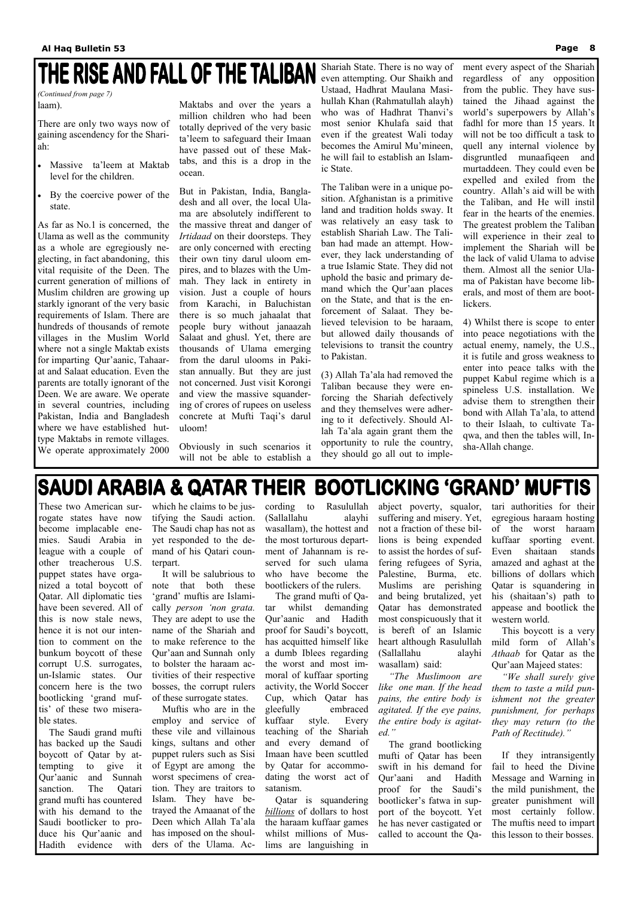# THE RISE AND FALL OF THE TALIBAN

*(Continued from page 7)*

laam).

There are only two ways now of gaining ascendency for the Shariah:

- Massive ta'leem at Maktab level for the children.
- By the coercive power of the state.

As far as No.1 is concerned, the Ulama as well as the community as a whole are egregiously neglecting, in fact abandoning, this vital requisite of the Deen. The current generation of millions of Muslim children are growing up starkly ignorant of the very basic requirements of Islam. There are hundreds of thousands of remote villages in the Muslim World where not a single Maktab exists for imparting Qur'aanic, Tahaarat and Salaat education. Even the parents are totally ignorant of the Deen. We are aware. We operate in several countries, including Pakistan, India and Bangladesh where we have established hut-type Maktabs in remote villages. We operate approximately 2000 Maktabs and over the years a million children who had been totally deprived of the very basic ta'leem to safeguard their Imaan have passed out of these Maktabs, and this is a drop in the ocean.

But in Pakistan, India, Bangladesh and all over, the local Ulama are absolutely indifferent to the massive threat and danger of *Irtidaad* on their doorsteps. They are only concerned with erecting their own tiny darul uloom empires, and to blazes with the Ummah. They lack in entirety in vision. Just a couple of hours from Karachi, in Baluchistan there is so much jahaalat that people bury without janaazah Salaat and ghusl. Yet, there are thousands of Ulama emerging from the darul ulooms in Pakistan annually. But they are just not concerned. Just visit Korongi and view the massive squandering of crores of rupees on useless concrete at Mufti Taqi's darul uloom!

Obviously in such scenarios it will not be able to establish a Shariah State. There is no way of even attempting. Our Shaikh and Ustaad, Hadhrat Maulana Masihullah Khan (Rahmatullah alayh) who was of Hadhrat Thanvi's most senior Khulafa said that even if the greatest Wali today becomes the Amirul Mu'mineen, he will fail to establish an Islamic State.

The Taliban were in a unique position. Afghanistan is a primitive land and tradition holds sway. It was relatively an easy task to establish Shariah Law. The Taliban had made an attempt. However, they lack understanding of a true Islamic State. They did not uphold the basic and primary demand which the Qur'aan places on the State, and that is the enforcement of Salaat. They believed television to be haraam, but allowed daily thousands of televisions to transit the country to Pakistan.

(3) Allah Ta'ala had removed the Taliban because they were enforcing the Shariah defectively and they themselves were adhering to it defectively. Should Allah Ta'ala again grant them the opportunity to rule the country, they should go all out to implement every aspect of the Shariah regardless of any opposition from the public. They have sustained the Jihaad against the world's superpowers by Allah's fadhl for more than 15 years. It will not be too difficult a task to quell any internal violence by disgruntled munaafiqeen and murtaddeen. They could even be expelled and exiled from the country. Allah's aid will be with the Taliban, and He will instil fear in the hearts of the enemies. The greatest problem the Taliban will experience in their zeal to implement the Shariah will be the lack of valid Ulama to advise them. Almost all the senior Ulama of Pakistan have become liberals, and most of them are bootlickers.

4) Whilst there is scope to enter into peace negotiations with the actual enemy, namely, the U.S., it is futile and gross weakness to enter into peace talks with the puppet Kabul regime which is a spineless U.S. installation. We advise them to strengthen their bond with Allah Ta'ala, to attend to their Islaah, to cultivate Taqwa, and then the tables will, Insha-Allah change.

# SAUDI ARABIA & QATAR THEIR BOOTLICKING 'GRAND' MUFTIS

These two American surrogate states have now become implacable enemies. Saudi Arabia in league with a couple of other treacherous U.S. puppet states have organized a total boycott of Qatar. All diplomatic ties have been severed. All of this is now stale news, hence it is not our intention to comment on the bunkum boycott of these corrupt U.S. surrogates, un-Islamic states. Our concern here is the two bootlicking 'grand muftis' of these two miserable states.

The Saudi grand mufti has backed up the Saudi boycott of Qatar by attempting to give it Qur'aanic and Sunnah sanction. The Qatari grand mufti has countered with his demand to the Saudi bootlicker to produce his Qur'aanic and Hadith evidence with which he claims to be justifying the Saudi action. The Saudi chap has not as yet responded to the demand of his Qatari counterpart.

It will be salubrious to note that both these 'grand' muftis are Islamically *person 'non grata.* They are adept to use the name of the Shariah and to make reference to the Qur'aan and Sunnah only to bolster the haraam activities of their respective bosses, the corrupt rulers of these surrogate states.

Muftis who are in the employ and service of these vile and villainous kings, sultans and other puppet rulers such as Sisi of Egypt are among the worst specimens of creation. They are traitors to Islam. They have betrayed the Amaanat of the Deen which Allah Ta'ala has imposed on the shoulders of the Ulama. According to Rasulullah (Sallallahu alayhi wasallam), the hottest and the most torturous department of Jahannam is reserved for such ulama who have become the bootlickers of the rulers.

The grand mufti of Qatar whilst demanding Qur'aanic and Hadith proof for Saudi's boycott, has acquitted himself like a dumb Iblees regarding the worst and most immoral of kuffaar sporting activity, the World Soccer Cup, which Qatar has gleefully embraced kuffaar style. Every teaching of the Shariah and every demand of Imaan have been scuttled by Qatar for accommodating the worst act of satanism.

Qatar is squandering *billions* of dollars to host the haraam kuffaar games whilst millions of Muslims are languishing in abject poverty, squalor, suffering and misery. Yet, not a fraction of these billions is being expended to assist the hordes of suffering refugees of Syria, Palestine, Burma, etc. Muslims are perishing and being brutalized, yet Qatar has demonstrated most conspicuously that it is bereft of an Islamic heart although Rasulullah (Sallallahu alayhi wasallam) said:

*"The Muslimoon are like one man. If the head pains, the entire body is agitated. If the eye pains, the entire body is agitated."*

The grand bootlicking mufti of Qatar has been swift in his demand for Qur'aani and Hadith proof for the Saudi's bootlicker's fatwa in support of the boycott. Yet he has never castigated or called to account the Qatari authorities for their egregious haraam hosting of the worst haraam kuffaar sporting event. Even shaitaan stands amazed and aghast at the billions of dollars which Qatar is squandering in his (shaitaan's) path to appease and bootlick the western world.

This boycott is a very mild form of Allah's *Athaab* for Qatar as the Qur'aan Majeed states:

*"We shall surely give them to taste a mild punishment not the greater punishment, for perhaps they may return (to the Path of Rectitude)."*

If they intransigently fail to heed the Divine Message and Warning in the mild punishment, the greater punishment will most certainly follow. The muftis need to impart this lesson to their bosses.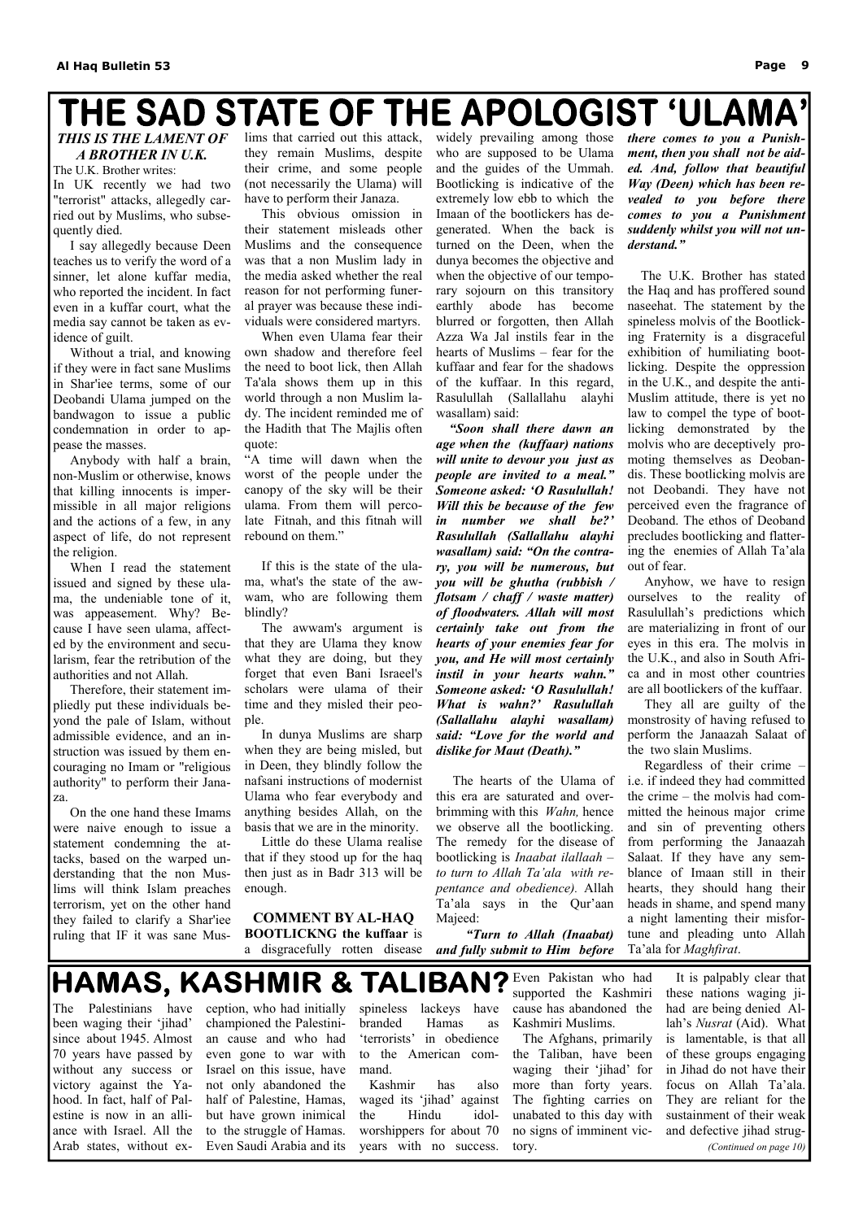# THE SAD STATE OF THE APOLOGIST 'ULAMA'

***THIS IS THE LAMENT OF A BROTHER IN U.K.***

The U.K. Brother writes:

In UK recently we had two "terrorist" attacks, allegedly carried out by Muslims, who subsequently died.

I say allegedly because Deen teaches us to verify the word of a sinner, let alone kuffar media, who reported the incident. In fact even in a kuffar court, what the media say cannot be taken as evidence of guilt.

Without a trial, and knowing if they were in fact sane Muslims in Shar'iee terms, some of our Deobandi Ulama jumped on the bandwagon to issue a public condemnation in order to appease the masses.

Anybody with half a brain, non-Muslim or otherwise, knows that killing innocents is impermissible in all major religions and the actions of a few, in any aspect of life, do not represent the religion.

When I read the statement issued and signed by these ulama, the undeniable tone of it, was appeasement. Why? Because I have seen ulama, affected by the environment and secularism, fear the retribution of the authorities and not Allah.

Therefore, their statement impliedly put these individuals beyond the pale of Islam, without admissible evidence, and an instruction was issued by them encouraging no Imam or "religious authority" to perform their Janaza.

On the one hand these Imams were naive enough to issue a statement condemning the attacks, based on the warped understanding that the non Muslims will think Islam preaches terrorism, yet on the other hand they failed to clarify a Shar'iee ruling that IF it was sane Muslims that carried out this attack, they remain Muslims, despite their crime, and some people (not necessarily the Ulama) will have to perform their Janaza.

This obvious omission in their statement misleads other Muslims and the consequence was that a non Muslim lady in the media asked whether the real reason for not performing funeral prayer was because these individuals were considered martyrs.

When even Ulama fear their own shadow and therefore feel the need to boot lick, then Allah Ta'ala shows them up in this world through a non Muslim lady. The incident reminded me of the Hadith that The Majlis often quote:

"A time will dawn when the worst of the people under the canopy of the sky will be their ulama. From them will percolate Fitnah, and this fitnah will rebound on them."

If this is the state of the ulama, what's the state of the awwam, who are following them blindly?

The awwam's argument is that they are Ulama they know what they are doing, but they forget that even Bani Israeel's scholars were ulama of their time and they misled their people.

In dunya Muslims are sharp when they are being misled, but in Deen, they blindly follow the nafsani instructions of modernist Ulama who fear everybody and anything besides Allah, on the basis that we are in the minority.

Little do these Ulama realise that if they stood up for the haq then just as in Badr 313 will be enough.

**COMMENT BY AL-HAQ**

**BOOTLICKNG the kuffaar** is a disgracefully rotten disease widely prevailing among those who are supposed to be Ulama and the guides of the Ummah. Bootlicking is indicative of the extremely low ebb to which the Imaan of the bootlickers has degenerated. When the back is turned on the Deen, when the dunya becomes the objective and when the objective of our temporary sojourn on this transitory earthly abode has become blurred or forgotten, then Allah Azza Wa Jal instils fear in the hearts of Muslims – fear for the kuffaar and fear for the shadows of the kuffaar. In this regard, Rasulullah (Sallallahu alayhi wasallam) said:

***"Soon shall there dawn an age when the (kuffaar) nations will unite to devour you just as people are invited to a meal." Someone asked: 'O Rasulullah! Will this be because of the few in number we shall be?' Rasulullah (Sallallahu alayhi wasallam) said: "On the contrary, you will be numerous, but you will be ghutha (rubbish / flotsam / chaff / waste matter) of floodwaters. Allah will most certainly take out from the hearts of your enemies fear for you, and He will most certainly instil in your hearts wahn." Someone asked: 'O Rasulullah! What is wahn?' Rasulullah (Sallallahu alayhi wasallam) said: "Love for the world and dislike for Maut (Death)."***

The hearts of the Ulama of this era are saturated and overbrimming with this *Wahn,* hence we observe all the bootlicking. The remedy for the disease of bootlicking is *Inaabat ilallaah – to turn to Allah Ta'ala with repentance and obedience).* Allah Ta'ala says in the Qur'aan Majeed:

***"Turn to Allah (Inaabat) and fully submit to Him before there comes to you a Punishment, then you shall not be aided. And, follow that beautiful Way (Deen) which has been revealed to you before there comes to you a Punishment suddenly whilst you will not understand."***

The U.K. Brother has stated the Haq and has proffered sound naseehat. The statement by the spineless molvis of the Bootlicking Fraternity is a disgraceful exhibition of humiliating bootlicking. Despite the oppression in the U.K., and despite the anti-Muslim attitude, there is yet no law to compel the type of bootlicking demonstrated by the molvis who are deceptively promoting themselves as Deobandis. These bootlicking molvis are not Deobandi. They have not perceived even the fragrance of Deoband. The ethos of Deoband precludes bootlicking and flattering the enemies of Allah Ta'ala out of fear.

Anyhow, we have to resign ourselves to the reality of Rasulullah's predictions which are materializing in front of our eyes in this era. The molvis in the U.K., and also in South Africa and in most other countries are all bootlickers of the kuffaar.

They all are guilty of the monstrosity of having refused to perform the Janaazah Salaat of the two slain Muslims.

Regardless of their crime – i.e. if indeed they had committed the crime – the molvis had committed the heinous major crime and sin of preventing others from performing the Janaazah Salaat. If they have any semblance of Imaan still in their hearts, they should hang their heads in shame, and spend many a night lamenting their misfortune and pleading unto Allah Ta'ala for *Maghfirat*.

# HAMAS, KASHMIR & TALIBAN?

The Palestinians have been waging their 'jihad' since about 1945. Almost 70 years have passed by without any success or victory against the Yahood. In fact, half of Palestine is now in an alliance with Israel. All the Arab states, without exception, who had initially championed the Palestinian cause and who had even gone to war with Israel on this issue, have not only abandoned the half of Palestine, Hamas, but have grown inimical to the struggle of Hamas. Even Saudi Arabia and its spineless lackeys have branded Hamas as 'terrorists' in obedience to the American command.

Kashmir has also waged its 'jihad' against the Hindu idol-worshippers for about 70 years with no success. Even Pakistan who had supported the Kashmiri cause has abandoned the Kashmiri Muslims.

The Afghans, primarily the Taliban, have been waging their 'jihad' for more than forty years. The fighting carries on unabated to this day with no signs of imminent victory.

It is palpably clear that these nations waging jihad are being denied Allah's *Nusrat* (Aid). What is lamentable, is that all of these groups engaging in Jihad do not have their focus on Allah Ta'ala. They are reliant for the sustainment of their weak and defective jihad strug-

*(Continued on page 10)*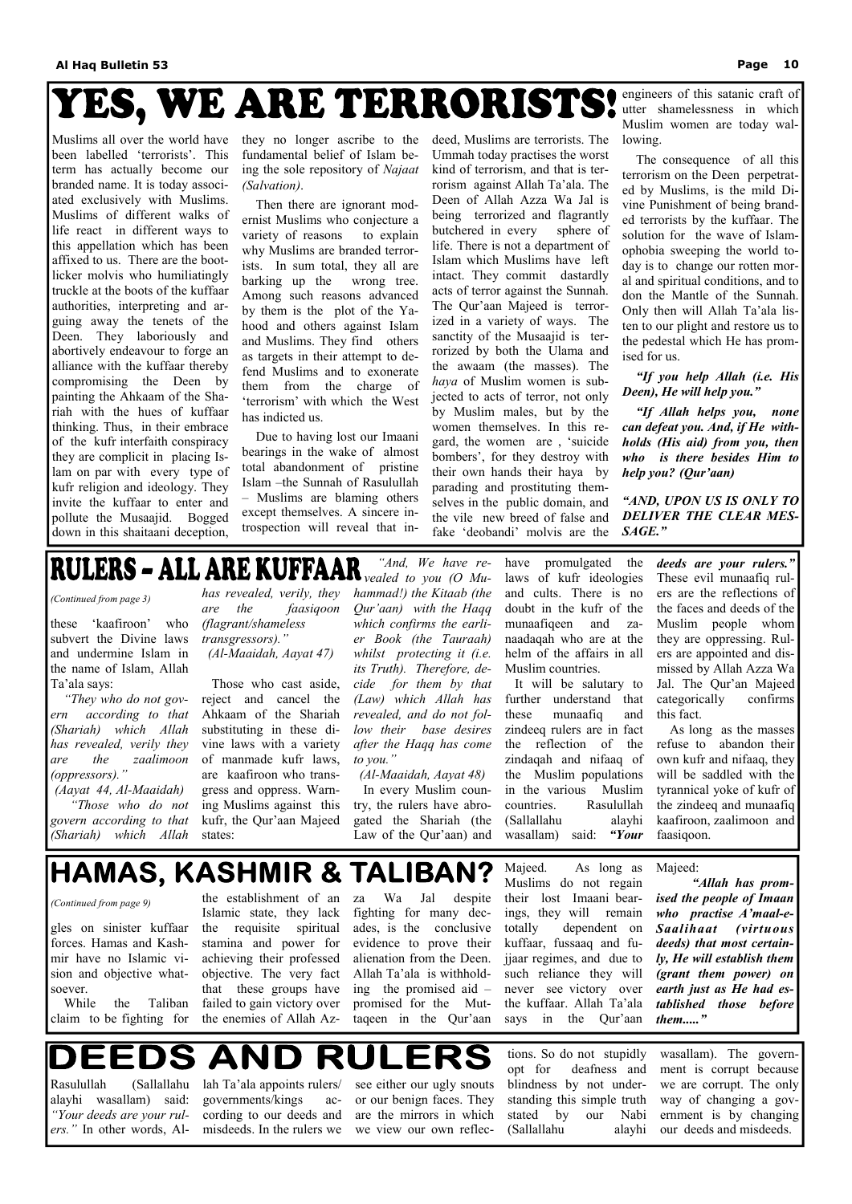# YES, WE ARE TERRORISTS!

Muslims all over the world have been labelled 'terrorists'. This term has actually become our branded name. It is today associated exclusively with Muslims. Muslims of different walks of life react in different ways to this appellation which has been affixed to us. There are the bootlicker molvis who humiliatingly truckle at the boots of the kuffaar authorities, interpreting and arguing away the tenets of the Deen. They laboriously and abortively endeavour to forge an alliance with the kuffaar thereby compromising the Deen by painting the Ahkaam of the Shariah with the hues of kuffaar thinking. Thus, in their embrace of the kufr interfaith conspiracy they are complicit in placing Islam on par with every type of kufr religion and ideology. They invite the kuffaar to enter and pollute the Musaajid. Bogged down in this shaitaani deception, they no longer ascribe to the fundamental belief of Islam being the sole repository of *Najaat (Salvation)*.

Then there are ignorant modernist Muslims who conjecture a variety of reasons to explain why Muslims are branded terrorists. In sum total, they all are barking up the wrong tree. Among such reasons advanced by them is the plot of the Yahood and others against Islam and Muslims. They find others as targets in their attempt to defend Muslims and to exonerate them from the charge of 'terrorism' with which the West has indicted us.

Due to having lost our Imaani bearings in the wake of almost total abandonment of pristine Islam –the Sunnah of Rasulullah – Muslims are blaming others except themselves. A sincere introspection will reveal that indeed, Muslims are terrorists. The Ummah today practises the worst kind of terrorism, and that is terrorism against Allah Ta'ala. The Deen of Allah Azza Wa Jal is being terrorized and flagrantly butchered in every sphere of life. There is not a department of Islam which Muslims have left intact. They commit dastardly acts of terror against the Sunnah. The Qur'aan Majeed is terrorized in a variety of ways. The sanctity of the Musaajid is terrorized by both the Ulama and the awaam (the masses). The *haya* of Muslim women is subjected to acts of terror, not only by Muslim males, but by the women themselves. In this regard, the women are , 'suicide bombers', for they destroy with their own hands their haya by parading and prostituting themselves in the public domain, and the vile new breed of false and fake 'deobandi' molvis are the engineers of this satanic craft of utter shamelessness in which Muslim women are today wallowing.

The consequence of all this terrorism on the Deen perpetrated by Muslims, is the mild Divine Punishment of being branded terrorists by the kuffaar. The solution for the wave of Islamophobia sweeping the world today is to change our rotten moral and spiritual conditions, and to don the Mantle of the Sunnah. Only then will Allah Ta'ala listen to our plight and restore us to the pedestal which He has promised for us.

***"If you help Allah (i.e. His Deen), He will help you."***

***"If Allah helps you, none can defeat you. And, if He withholds (His aid) from you, then who is there besides Him to help you? (Qur'aan)***

***"AND, UPON US IS ONLY TO DELIVER THE CLEAR MESSAGE."***

# RULERS - ALL ARE KUFFAAR

*(Continued from page 3)*

these 'kaafiroon' who subvert the Divine laws and undermine Islam in the name of Islam, Allah Ta'ala says:

*"They who do not govern according to that (Shariah) which Allah has revealed, verily they are the zaalimoon (oppressors)."*

*(Aayat 44, Al-Maaidah)*

*"Those who do not govern according to that (Shariah) which Allah has revealed, verily, they are the faasiqoon (flagrant/shameless transgressors)."*

*(Al-Maaidah, Aayat 47)*

Those who cast aside, reject and cancel the Ahkaam of the Shariah substituting in these divine laws with a variety of manmade kufr laws, are kaafiroon who transgress and oppress. Warning Muslims against this kufr, the Qur'aan Majeed states:

*"And, We have revealed to you (O Muhammad!) the Kitaab (the Qur'aan) with the Haqq which confirms the earlier Book (the Tauraah) whilst protecting it (i.e. its Truth). Therefore, decide for them by that (Law) which Allah has revealed, and do not follow their base desires after the Haqq has come to you."*

*(Al-Maaidah, Aayat 48)*

In every Muslim country, the rulers have abrogated the Shariah (the Law of the Qur'aan) and have promulgated the laws of kufr ideologies and cults. There is no doubt in the kufr of the munaafiqeen and zanaadaqah who are at the helm of the affairs in all Muslim countries.

It will be salutary to further understand that these munaafiq and zindeeq rulers are in fact the reflection of the zindaqah and nifaaq of the Muslim populations in the various Muslim countries. Rasulullah (Sallallahu alayhi wasallam) said: ***"Your deeds are your rulers."*** These evil munaafiq rulers are the reflections of the faces and deeds of the Muslim people whom they are oppressing. Rulers are appointed and dismissed by Allah Azza Wa Jal. The Qur'an Majeed categorically confirms this fact.

As long as the masses refuse to abandon their own kufr and nifaaq, they will be saddled with the tyrannical yoke of kufr of the zindeeq and munaafiq kaafiroon, zaalimoon and faasiqoon.

# HAMAS, KASHMIR & TALIBAN?

*(Continued from page 9)*

gles on sinister kuffaar forces. Hamas and Kashmir have no Islamic vision and objective whatsoever.

While the Taliban claim to be fighting for the establishment of an Islamic state, they lack the requisite spiritual stamina and power for achieving their professed objective. The very fact that these groups have failed to gain victory over the enemies of Allah Azza Wa Jal despite fighting for many decades, is the conclusive evidence to prove their alienation from the Deen. Allah Ta'ala is withholding the promised aid – promised for the Muttaqeen in the Qur'aan Majeed. As long as Muslims do not regain their lost Imaani bearings, they will remain totally dependent on kuffaar, fussaaq and fujjaar regimes, and due to such reliance they will never see victory over the kuffaar. Allah Ta'ala says in the Qur'aan Majeed:

***"Allah has promised the people of Imaan who practise A'maal-e-Saalihaat (virtuous deeds) that most certainly, He will establish them (grant them power) on earth just as He had established those before them....."***

# DEEDS AND RULERS

Rasulullah (Sallallahu alayhi wasallam) said: *"Your deeds are your rulers."* In other words, Allah Ta'ala appoints rulers/governments/kings according to our deeds and misdeeds. In the rulers we see either our ugly snouts or our benign faces. They are the mirrors in which we view our own reflections. So do not stupidly opt for deafness and blindness by not understanding this simple truth stated by our Nabi (Sallallahu alayhi wasallam). The government is corrupt because we are corrupt. The only way of changing a government is by changing our deeds and misdeeds.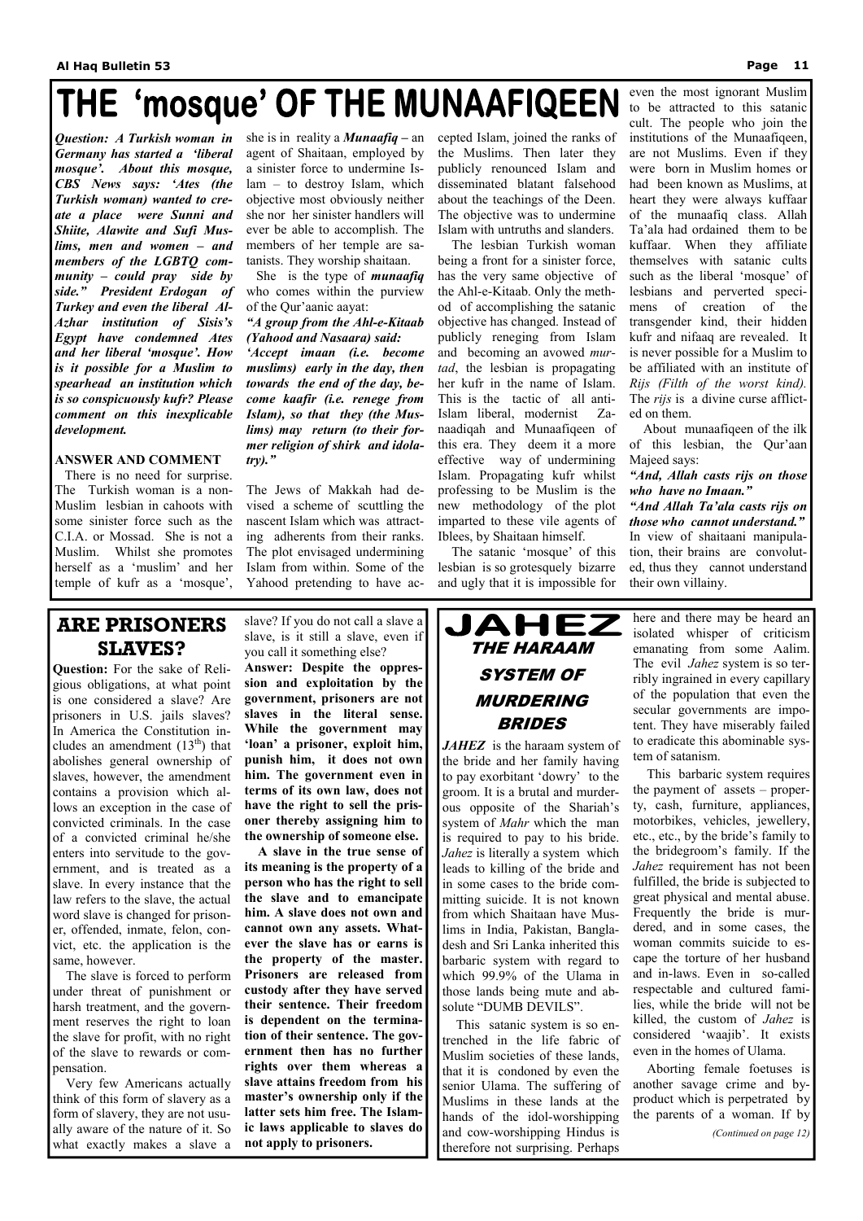# THE 'mosque' OF THE MUNAAFIQEEN

***Question: A Turkish woman in Germany has started a 'liberal mosque'. About this mosque, CBS News says: 'Ates (the Turkish woman) wanted to create a place were Sunni and Shiite, Alawite and Sufi Muslims, men and women – and members of the LGBTQ community – could pray side by side." President Erdogan of Turkey and even the liberal Al-Azhar institution of Sisis's Egypt have condemned Ates and her liberal 'mosque'. How is it possible for a Muslim to spearhead an institution which is so conspicuously kufr? Please comment on this inexplicable development.***

**ANSWER AND COMMENT**

There is no need for surprise. The Turkish woman is a non-Muslim lesbian in cahoots with some sinister force such as the C.I.A. or Mossad. She is not a Muslim. Whilst she promotes herself as a 'muslim' and her temple of kufr as a 'mosque', she is in reality a ***Munaafiq*** – an agent of Shaitaan, employed by a sinister force to undermine Islam – to destroy Islam, which objective most obviously neither she nor her sinister handlers will ever be able to accomplish. The members of her temple are satanists. They worship shaitaan.

She is the type of ***munaafiq*** who comes within the purview of the Qur'aanic aayat:

***"A group from the Ahl-e-Kitaab (Yahood and Nasaara) said: 'Accept imaan (i.e. become muslims) early in the day, then towards the end of the day, become kaafir (i.e. renege from Islam), so that they (the Muslims) may return (to their former religion of shirk and idolatry)."***

The Jews of Makkah had devised a scheme of scuttling the nascent Islam which was attracting adherents from their ranks. The plot envisaged undermining Islam from within. Some of the Yahood pretending to have accepted Islam, joined the ranks of the Muslims. Then later they publicly renounced Islam and disseminated blatant falsehood about the teachings of the Deen. The objective was to undermine Islam with untruths and slanders.

The lesbian Turkish woman being a front for a sinister force, has the very same objective of the Ahl-e-Kitaab. Only the method of accomplishing the satanic objective has changed. Instead of publicly reneging from Islam and becoming an avowed *murtad*, the lesbian is propagating her kufr in the name of Islam. This is the tactic of all anti-Islam liberal, modernist Zanaadiqah and Munaafiqeen of this era. They deem it a more effective way of undermining Islam. Propagating kufr whilst professing to be Muslim is the new methodology of the plot imparted to these vile agents of Iblees, by Shaitaan himself.

The satanic 'mosque' of this lesbian is so grotesquely bizarre and ugly that it is impossible for even the most ignorant Muslim to be attracted to this satanic cult. The people who join the institutions of the Munaafiqeen, are not Muslims. Even if they were born in Muslim homes or had been known as Muslims, at heart they were always kuffaar of the munaafiq class. Allah Ta'ala had ordained them to be kuffaar. When they affiliate themselves with satanic cults such as the liberal 'mosque' of lesbians and perverted specimens of creation of the transgender kind, their hidden kufr and nifaaq are revealed. It is never possible for a Muslim to be affiliated with an institute of *Rijs (Filth of the worst kind).* The *rijs* is a divine curse afflicted on them.

About munaafiqeen of the ilk of this lesbian, the Qur'aan Majeed says:

***"And, Allah casts rijs on those who have no Imaan."***

***"And Allah Ta'ala casts rijs on those who cannot understand."***

In view of shaitaani manipulation, their brains are convoluted, thus they cannot understand their own villainy.

## ARE PRISONERS SLAVES?

**Question:** For the sake of Religious obligations, at what point is one considered a slave? Are prisoners in U.S. jails slaves? In America the Constitution includes an amendment (13th) that abolishes general ownership of slaves, however, the amendment contains a provision which allows an exception in the case of convicted criminals. In the case of a convicted criminal he/she enters into servitude to the government, and is treated as a slave. In every instance that the law refers to the slave, the actual word slave is changed for prisoner, offended, inmate, felon, convict, etc. the application is the same, however.

The slave is forced to perform under threat of punishment or harsh treatment, and the government reserves the right to loan the slave for profit, with no right of the slave to rewards or compensation.

Very few Americans actually think of this form of slavery as a form of slavery, they are not usually aware of the nature of it. So what exactly makes a slave a slave? If you do not call a slave a slave, is it still a slave, even if you call it something else?

**Answer: Despite the oppression and exploitation by the government, prisoners are not slaves in the literal sense. While the government may 'loan' a prisoner, exploit him, punish him, it does not own him. The government even in terms of its own law, does not have the right to sell the prisoner thereby assigning him to the ownership of someone else.**

**A slave in the true sense of its meaning is the property of a person who has the right to sell the slave and to emancipate him. A slave does not own and cannot own any assets. Whatever the slave has or earns is the property of the master. Prisoners are released from custody after they have served their sentence. Their freedom is dependent on the termination of their sentence. The government then has no further rights over them whereas a slave attains freedom from his master's ownership only if the latter sets him free. The Islamic laws applicable to slaves do not apply to prisoners.**

## JAHEZ
### *THE HARAAM SYSTEM OF MURDERING BRIDES*

***JAHEZ*** is the haraam system of the bride and her family having to pay exorbitant 'dowry' to the groom. It is a brutal and murderous opposite of the Shariah's system of *Mahr* which the man is required to pay to his bride. *Jahez* is literally a system which leads to killing of the bride and in some cases to the bride committing suicide. It is not known from which Shaitaan have Muslims in India, Pakistan, Bangladesh and Sri Lanka inherited this barbaric system with regard to which 99.9% of the Ulama in those lands being mute and absolute "DUMB DEVILS".

This satanic system is so entrenched in the life fabric of Muslim societies of these lands, that it is condoned by even the senior Ulama. The suffering of Muslims in these lands at the hands of the idol-worshipping and cow-worshipping Hindus is therefore not surprising. Perhaps here and there may be heard an isolated whisper of criticism emanating from some Aalim. The evil *Jahez* system is so terribly ingrained in every capillary of the population that even the secular governments are impotent. They have miserably failed to eradicate this abominable system of satanism.

This barbaric system requires the payment of assets – property, cash, furniture, appliances, motorbikes, vehicles, jewellery, etc., etc., by the bride's family to the bridegroom's family. If the *Jahez* requirement has not been fulfilled, the bride is subjected to great physical and mental abuse. Frequently the bride is murdered, and in some cases, the woman commits suicide to escape the torture of her husband and in-laws. Even in so-called respectable and cultured families, while the bride will not be killed, the custom of *Jahez* is considered 'waajib'. It exists even in the homes of Ulama.

Aborting female foetuses is another savage crime and by-product which is perpetrated by the parents of a woman. If by

*(Continued on page 12)*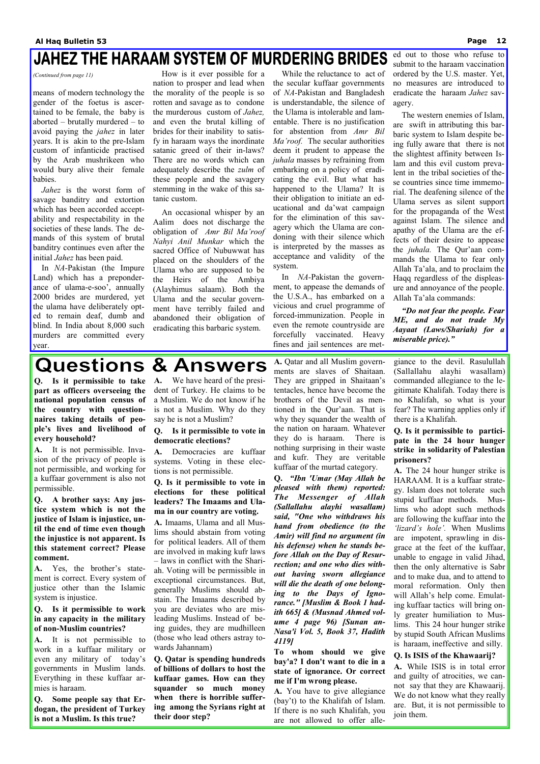# JAHEZ THE HARAAM SYSTEM OF MURDERING BRIDES

*(Continued from page 11)*

means of modern technology the gender of the foetus is ascertained to be female, the baby is aborted – brutally murdered – to avoid paying the *jahez* in later years. It is akin to the pre-Islam custom of infanticide practised by the Arab mushrikeen who would bury alive their female babies.

*Jahez* is the worst form of savage banditry and extortion which has been accorded acceptability and respectability in the societies of these lands. The demands of this system of brutal banditry continues even after the initial *Jahez* has been paid.

In *NA*-Pakistan (the Impure Land) which has a preponderance of ulama-e-soo', annually 2000 brides are murdered, yet the ulama have deliberately opted to remain deaf, dumb and blind. In India about 8,000 such murders are committed every year.

How is it ever possible for a nation to prosper and lead when the morality of the people is so rotten and savage as to condone the murderous custom of *Jahez,* and even the brutal killing of brides for their inability to satisfy in haraam ways the inordinate satanic greed of their in-laws? There are no words which can adequately describe the *zulm* of these people and the savagery stemming in the wake of this satanic custom.

An occasional whisper by an Aalim does not discharge the obligation of *Amr Bil Ma'roof Nahyi Anil Munkar* which the sacred Office of Nubuwwat has placed on the shoulders of the Ulama who are supposed to be the Heirs of the Ambiya (Alayhimus salaam). Both the Ulama and the secular government have terribly failed and abandoned their obligation of eradicating this barbaric system.

While the reluctance to act of the secular kuffaar governments of *NA*-Pakistan and Bangladesh is understandable, the silence of the Ulama is intolerable and lamentable. There is no justification for abstention from *Amr Bil Ma'roof.* The secular authorities deem it prudent to appease the *juhala* masses by refraining from embarking on a policy of eradicating the evil. But what has happened to the Ulama? It is their obligation to initiate an educational and da'wat campaign for the elimination of this savagery which the Ulama are condoning with their silence which is interpreted by the masses as acceptance and validity of the system.

In *NA*-Pakistan the government, to appease the demands of the U.S.A., has embarked on a vicious and cruel programme of forced-immunization. People in even the remote countryside are forcefully vaccinated. Heavy fines and jail sentences are meted out to those who refuse to submit to the haraam vaccination ordered by the U.S. master. Yet, no measures are introduced to eradicate the haraam *Jahez* savagery.

The western enemies of Islam, are swift in attributing this barbaric system to Islam despite being fully aware that there is not the slightest affinity between Islam and this evil custom prevalent in the tribal societies of these countries since time immemorial. The deafening silence of the Ulama serves as silent support for the propaganda of the West against Islam. The silence and apathy of the Ulama are the effects of their desire to appease the *juhala.* The Qur'aan commands the Ulama to fear only Allah Ta'ala, and to proclaim the Haqq regardless of the displeasure and annoyance of the people. Allah Ta'ala commands:

***"Do not fear the people. Fear ME, and do not trade My Aayaat (Laws/Shariah) for a miserable price)."***

# Questions & Answers

**Q. Is it permissible to take part as officers overseeing the national population census of the country with questionnaires taking details of people's lives and livelihood of every household?**

**A.** It is not permissible. Invasion of the privacy of people is not permissible, and working for a kuffaar government is also not permissible.

**Q. A brother says: Any justice system which is not the justice of Islam is injustice, until the end of time even though the injustice is not apparent. Is this statement correct? Please comment.**

**A.** Yes, the brother's statement is correct. Every system of justice other than the Islamic system is injustice.

**Q. Is it permissible to work in any capacity in the military of non-Muslim countries?**

**A.** It is not permissible to work in a kuffaar military or even any military of today's governments in Muslim lands. Everything in these kuffaar armies is haraam.

**Q. Some people say that Erdogan, the president of Turkey is not a Muslim. Is this true?**

**A.** We have heard of the president of Turkey. He claims to be a Muslim. We do not know if he is not a Muslim. Why do they say he is not a Muslim?

**Q. Is it permissible to vote in democratic elections?**

**A.** Democracies are kuffaar systems. Voting in these elections is not permissible.

**Q. Is it permissible to vote in elections for these political leaders? The Imaams and Ulama in our country are voting.**

**A.** Imaams, Ulama and all Muslims should abstain from voting for political leaders. All of them are involved in making kufr laws – laws in conflict with the Shariah. Voting will be permissible in exceptional circumstances. But, generally Muslims should abstain. The Imaams described by you are deviates who are misleading Muslims. Instead of being guides, they are mudhilleen (those who lead others astray towards Jahannam)

**Q. Qatar is spending hundreds of billions of dollars to host the kuffaar games. How can they squander so much money when there is horrible suffering among the Syrians right at their door step?**

**A.** Qatar and all Muslim governments are slaves of Shaitaan. They are gripped in Shaitaan's tentacles, hence have become the brothers of the Devil as mentioned in the Qur'aan. That is why they squander the wealth of the nation on haraam. Whatever they do is haraam. There is nothing surprising in their waste and kufr. They are veritable kuffaar of the murtad category.

**Q. *"Ibn 'Umar (May Allah be pleased with them) reported: The Messenger of Allah (Sallallahu alayhi wasallam) said, "One who withdraws his hand from obedience (to the Amir) will find no argument (in his defense) when he stands before Allah on the Day of Resurrection; and one who dies without having sworn allegiance will die the death of one belonging to the Days of Ignorance." [Muslim & Book 1 hadith 665] & (Musnad Ahmed volume 4 page 96) [Sunan an-Nasa'i Vol. 5, Book 37, Hadith 4119]***

**To whom should we give bay'a? I don't want to die in a state of ignorance. Or correct me if I'm wrong please.**

**A.** You have to give allegiance (bay't) to the Khalifah of Islam. If there is no such Khalifah, you are not allowed to offer allegiance to the devil. Rasulullah (Sallallahu alayhi wasallam) commanded allegiance to the legitimate Khalifah. Today there is no Khalifah, so what is your fear? The warning applies only if there is a Khalifah.

**Q. Is it permissible to participate in the 24 hour hunger strike in solidarity of Palestian prisoners?**

**A.** The 24 hour hunger strike is HARAAM. It is a kuffaar strategy. Islam does not tolerate such stupid kuffaar methods. Muslims who adopt such methods are following the kuffaar into the *'lizard's hole'.* When Muslims are impotent, sprawling in disgrace at the feet of the kuffaar, unable to engage in valid Jihad, then the only alternative is Sabr and to make dua, and to attend to moral reformation. Only then will Allah's help come. Emulating kuffaar tactics will bring only greater humiliation to Muslims. This 24 hour hunger strike by stupid South African Muslims is haraam, ineffective and silly.

**Q. Is ISIS of the Khawaarij?**

**A.** While ISIS is in total error and guilty of atrocities, we cannot say that they are Khawaarij. We do not know what they really are. But, it is not permissible to join them.